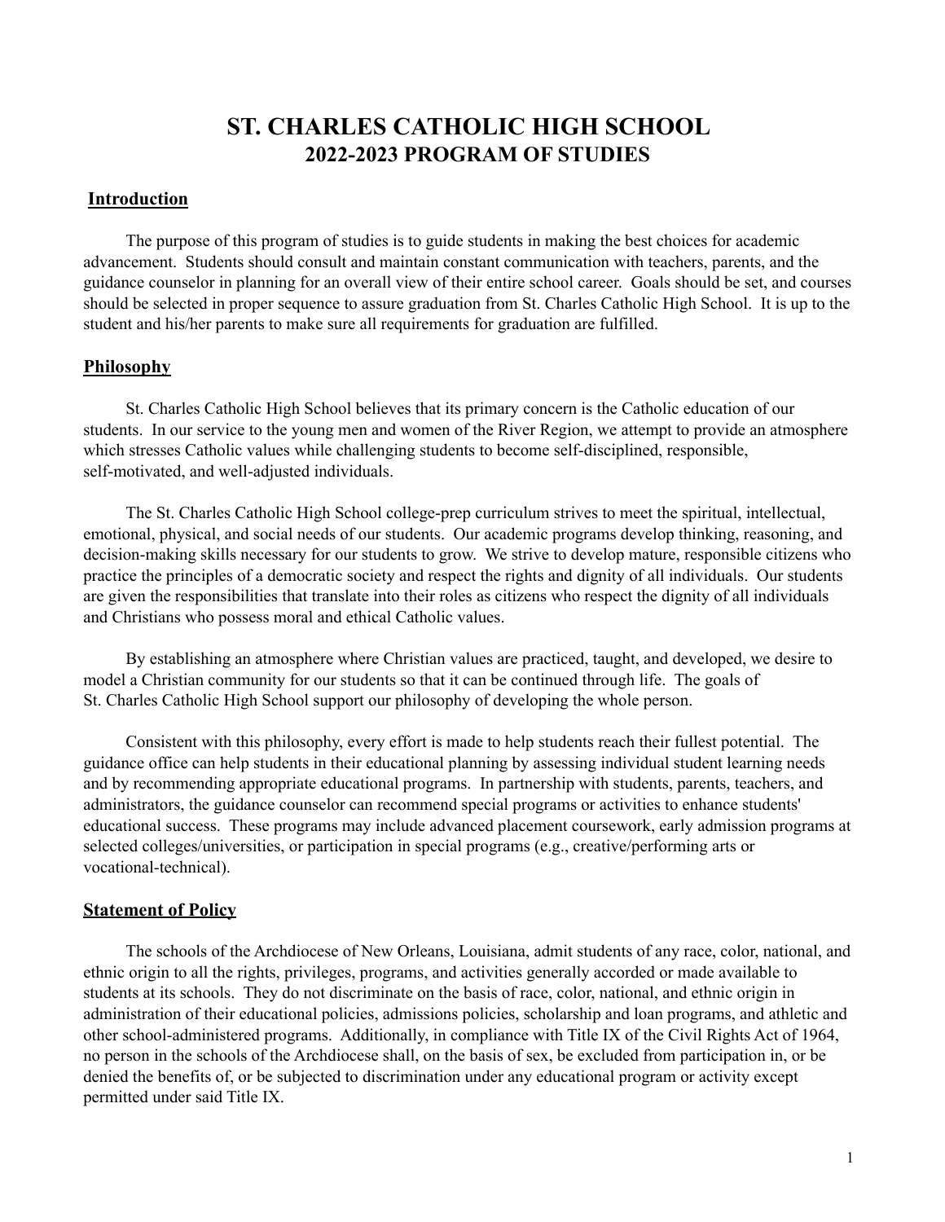# ST. CHARLES CATHOLIC HIGH SCHOOL
## 2022-2023 PROGRAM OF STUDIES

### Introduction

The purpose of this program of studies is to guide students in making the best choices for academic advancement. Students should consult and maintain constant communication with teachers, parents, and the guidance counselor in planning for an overall view of their entire school career. Goals should be set, and courses should be selected in proper sequence to assure graduation from St. Charles Catholic High School. It is up to the student and his/her parents to make sure all requirements for graduation are fulfilled.

### Philosophy

St. Charles Catholic High School believes that its primary concern is the Catholic education of our students. In our service to the young men and women of the River Region, we attempt to provide an atmosphere which stresses Catholic values while challenging students to become self-disciplined, responsible, self-motivated, and well-adjusted individuals.

The St. Charles Catholic High School college-prep curriculum strives to meet the spiritual, intellectual, emotional, physical, and social needs of our students. Our academic programs develop thinking, reasoning, and decision-making skills necessary for our students to grow. We strive to develop mature, responsible citizens who practice the principles of a democratic society and respect the rights and dignity of all individuals. Our students are given the responsibilities that translate into their roles as citizens who respect the dignity of all individuals and Christians who possess moral and ethical Catholic values.

By establishing an atmosphere where Christian values are practiced, taught, and developed, we desire to model a Christian community for our students so that it can be continued through life. The goals of St. Charles Catholic High School support our philosophy of developing the whole person.

Consistent with this philosophy, every effort is made to help students reach their fullest potential. The guidance office can help students in their educational planning by assessing individual student learning needs and by recommending appropriate educational programs. In partnership with students, parents, teachers, and administrators, the guidance counselor can recommend special programs or activities to enhance students' educational success. These programs may include advanced placement coursework, early admission programs at selected colleges/universities, or participation in special programs (e.g., creative/performing arts or vocational-technical).

### Statement of Policy

The schools of the Archdiocese of New Orleans, Louisiana, admit students of any race, color, national, and ethnic origin to all the rights, privileges, programs, and activities generally accorded or made available to students at its schools. They do not discriminate on the basis of race, color, national, and ethnic origin in administration of their educational policies, admissions policies, scholarship and loan programs, and athletic and other school-administered programs. Additionally, in compliance with Title IX of the Civil Rights Act of 1964, no person in the schools of the Archdiocese shall, on the basis of sex, be excluded from participation in, or be denied the benefits of, or be subjected to discrimination under any educational program or activity except permitted under said Title IX.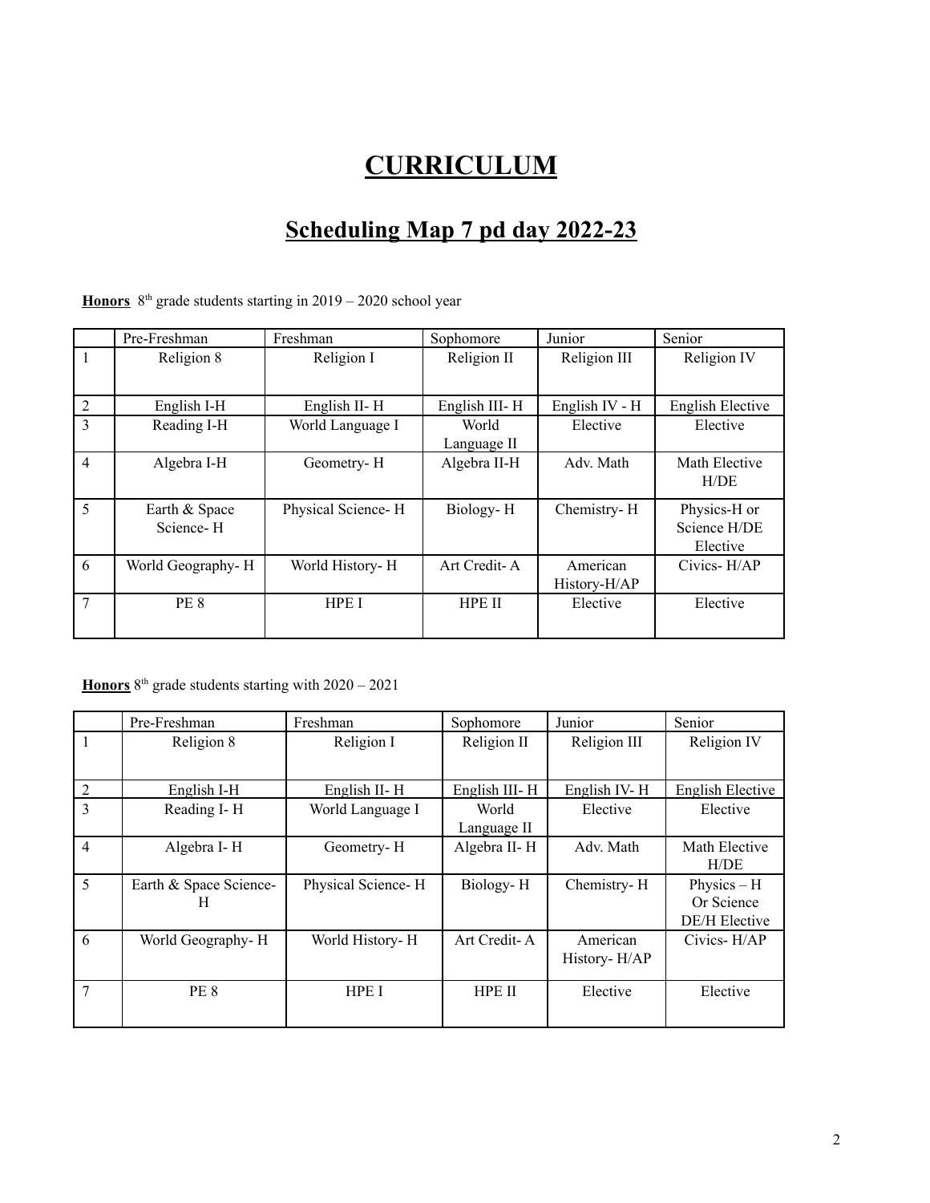# CURRICULUM

## Scheduling Map 7 pd day 2022-23

**Honors** 8th grade students starting in 2019 – 2020 school year

| | Pre-Freshman | Freshman | Sophomore | Junior | Senior |
|---|---|---|---|---|---|
| 1 | Religion 8 | Religion I | Religion II | Religion III | Religion IV |
| 2 | English I-H | English II- H | English III- H | English IV - H | English Elective |
| 3 | Reading I-H | World Language I | World Language II | Elective | Elective |
| 4 | Algebra I-H | Geometry- H | Algebra II-H | Adv. Math | Math Elective H/DE |
| 5 | Earth & Space Science- H | Physical Science- H | Biology- H | Chemistry- H | Physics-H or Science H/DE Elective |
| 6 | World Geography- H | World History- H | Art Credit- A | American History-H/AP | Civics- H/AP |
| 7 | PE 8 | HPE I | HPE II | Elective | Elective |

**Honors** 8th grade students starting with 2020 – 2021

| | Pre-Freshman | Freshman | Sophomore | Junior | Senior |
|---|---|---|---|---|---|
| 1 | Religion 8 | Religion I | Religion II | Religion III | Religion IV |
| 2 | English I-H | English II- H | English III- H | English IV- H | English Elective |
| 3 | Reading I- H | World Language I | World Language II | Elective | Elective |
| 4 | Algebra I- H | Geometry- H | Algebra II- H | Adv. Math | Math Elective H/DE |
| 5 | Earth & Space Science- H | Physical Science- H | Biology- H | Chemistry- H | Physics – H Or Science DE/H Elective |
| 6 | World Geography- H | World History- H | Art Credit- A | American History- H/AP | Civics- H/AP |
| 7 | PE 8 | HPE I | HPE II | Elective | Elective |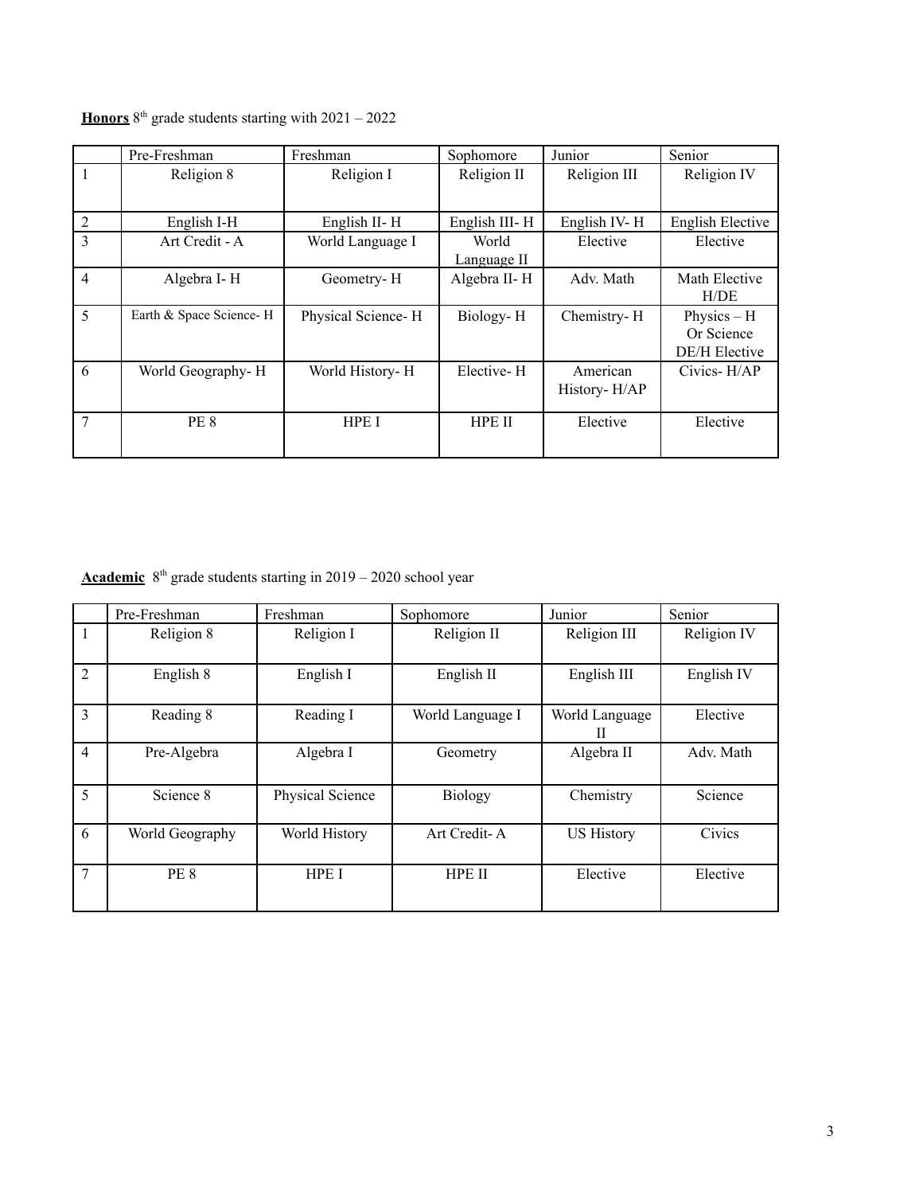**Honors** 8th grade students starting with 2021 – 2022

| | Pre-Freshman | Freshman | Sophomore | Junior | Senior |
|---|---|---|---|---|---|
| 1 | Religion 8 | Religion I | Religion II | Religion III | Religion IV |
| 2 | English I-H | English II- H | English III- H | English IV- H | English Elective |
| 3 | Art Credit - A | World Language I | World Language II | Elective | Elective |
| 4 | Algebra I- H | Geometry- H | Algebra II- H | Adv. Math | Math Elective H/DE |
| 5 | Earth & Space Science- H | Physical Science- H | Biology- H | Chemistry- H | Physics – H Or Science DE/H Elective |
| 6 | World Geography- H | World History- H | Elective- H | American History- H/AP | Civics- H/AP |
| 7 | PE 8 | HPE I | HPE II | Elective | Elective |

**Academic** 8th grade students starting in 2019 – 2020 school year

| | Pre-Freshman | Freshman | Sophomore | Junior | Senior |
|---|---|---|---|---|---|
| 1 | Religion 8 | Religion I | Religion II | Religion III | Religion IV |
| 2 | English 8 | English I | English II | English III | English IV |
| 3 | Reading 8 | Reading I | World Language I | World Language II | Elective |
| 4 | Pre-Algebra | Algebra I | Geometry | Algebra II | Adv. Math |
| 5 | Science 8 | Physical Science | Biology | Chemistry | Science |
| 6 | World Geography | World History | Art Credit- A | US History | Civics |
| 7 | PE 8 | HPE I | HPE II | Elective | Elective |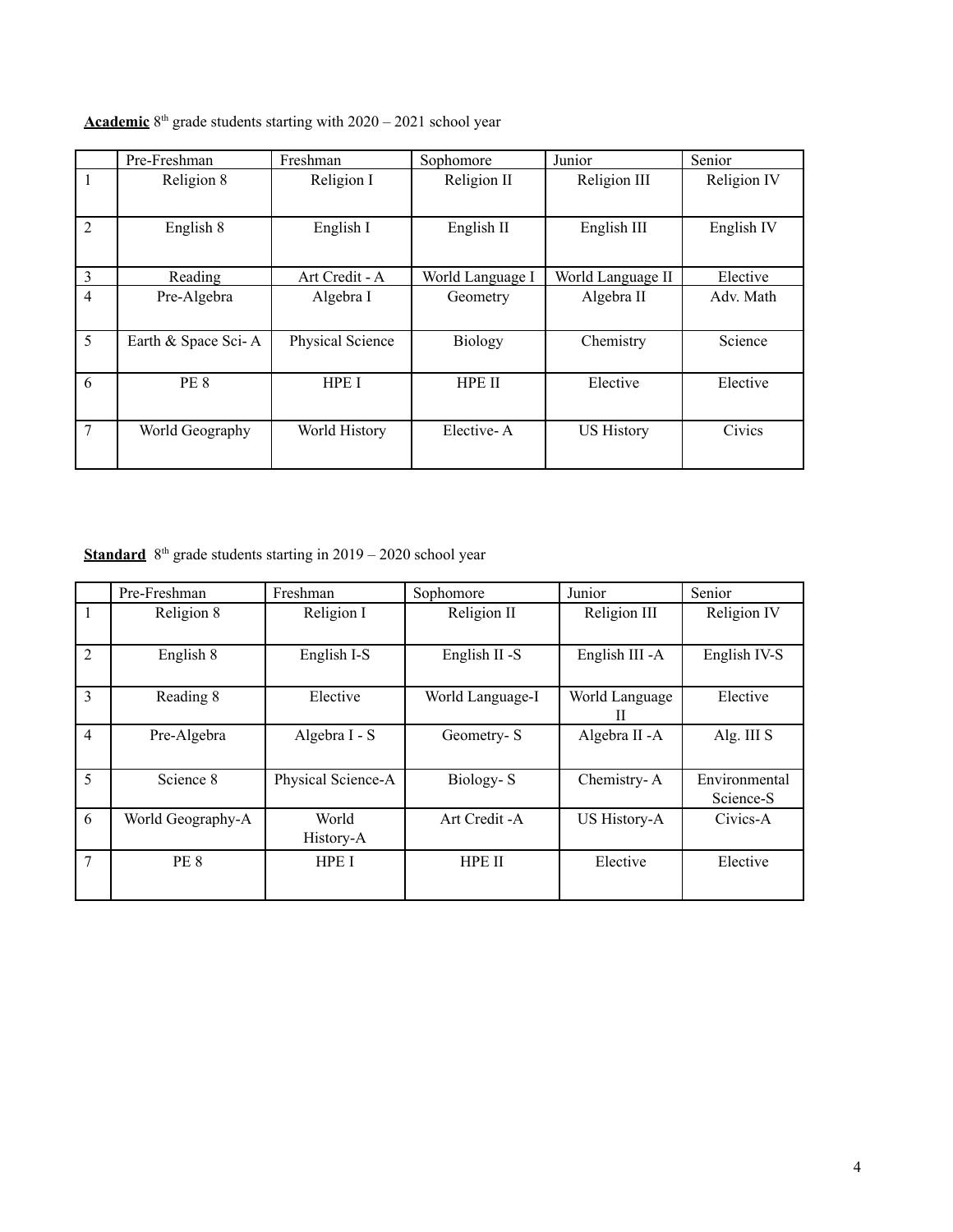**Academic** 8th grade students starting with 2020 – 2021 school year

| | Pre-Freshman | Freshman | Sophomore | Junior | Senior |
|---|---|---|---|---|---|
| 1 | Religion 8 | Religion I | Religion II | Religion III | Religion IV |
| 2 | English 8 | English I | English II | English III | English IV |
| 3 | Reading | Art Credit - A | World Language I | World Language II | Elective |
| 4 | Pre-Algebra | Algebra I | Geometry | Algebra II | Adv. Math |
| 5 | Earth & Space Sci- A | Physical Science | Biology | Chemistry | Science |
| 6 | PE 8 | HPE I | HPE II | Elective | Elective |
| 7 | World Geography | World History | Elective- A | US History | Civics |

**Standard** 8th grade students starting in 2019 – 2020 school year

| | Pre-Freshman | Freshman | Sophomore | Junior | Senior |
|---|---|---|---|---|---|
| 1 | Religion 8 | Religion I | Religion II | Religion III | Religion IV |
| 2 | English 8 | English I-S | English II -S | English III -A | English IV-S |
| 3 | Reading 8 | Elective | World Language-I | World Language II | Elective |
| 4 | Pre-Algebra | Algebra I - S | Geometry- S | Algebra II -A | Alg. III S |
| 5 | Science 8 | Physical Science-A | Biology- S | Chemistry- A | Environmental Science-S |
| 6 | World Geography-A | World History-A | Art Credit -A | US History-A | Civics-A |
| 7 | PE 8 | HPE I | HPE II | Elective | Elective |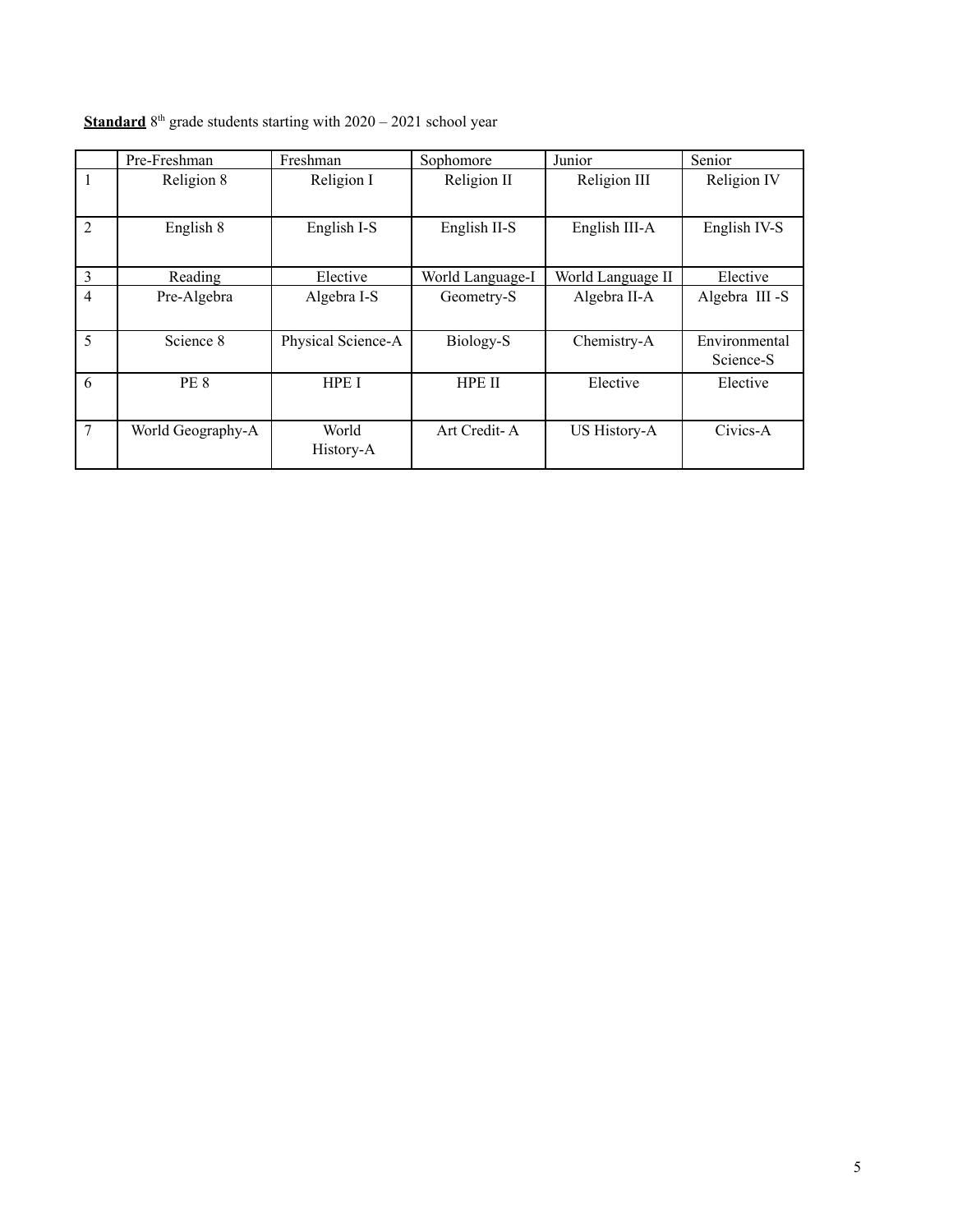**Standard** 8th grade students starting with 2020 – 2021 school year

| | Pre-Freshman | Freshman | Sophomore | Junior | Senior |
|---|---|---|---|---|---|
| 1 | Religion 8 | Religion I | Religion II | Religion III | Religion IV |
| 2 | English 8 | English I-S | English II-S | English III-A | English IV-S |
| 3 | Reading | Elective | World Language-I | World Language II | Elective |
| 4 | Pre-Algebra | Algebra I-S | Geometry-S | Algebra II-A | Algebra III -S |
| 5 | Science 8 | Physical Science-A | Biology-S | Chemistry-A | Environmental Science-S |
| 6 | PE 8 | HPE I | HPE II | Elective | Elective |
| 7 | World Geography-A | World History-A | Art Credit- A | US History-A | Civics-A |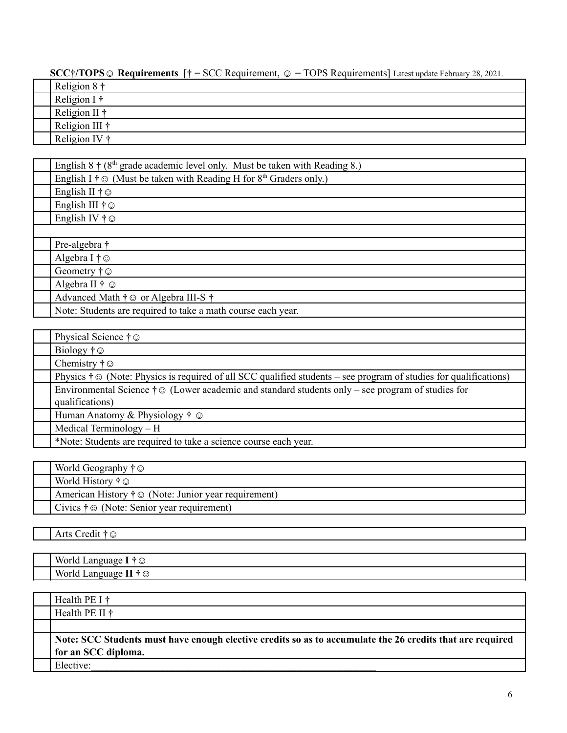**SCC†/TOPS☺ Requirements** [† = SCC Requirement, ☺ = TOPS Requirements] Latest update February 28, 2021.

| | |
|---|---|
| | Religion 8 † |
| | Religion I † |
| | Religion II † |
| | Religion III † |
| | Religion IV † |

| | |
|---|---|
| | English 8 † (8th grade academic level only. Must be taken with Reading 8.) |
| | English I † ☺ (Must be taken with Reading H for 8th Graders only.) |
| | English II † ☺ |
| | English III † ☺ |
| | English IV † ☺ |
| | |
| | Pre-algebra † |
| | Algebra I † ☺ |
| | Geometry † ☺ |
| | Algebra II † ☺ |
| | Advanced Math † ☺ or Algebra III-S † |
| | Note: Students are required to take a math course each year. |

| | |
|---|---|
| | Physical Science † ☺ |
| | Biology † ☺ |
| | Chemistry † ☺ |
| | Physics † ☺ (Note: Physics is required of all SCC qualified students – see program of studies for qualifications) |
| | Environmental Science † ☺ (Lower academic and standard students only – see program of studies for qualifications) |
| | Human Anatomy & Physiology † ☺ |
| | Medical Terminology – H |
| | *Note: Students are required to take a science course each year. |

| | |
|---|---|
| | World Geography † ☺ |
| | World History † ☺ |
| | American History † ☺ (Note: Junior year requirement) |
| | Civics † ☺ (Note: Senior year requirement) |

| | |
|---|---|
| | Arts Credit † ☺ |

| | |
|---|---|
| | World Language **I** † ☺ |
| | World Language **II** † ☺ |

| | |
|---|---|
| | Health PE I † |
| | Health PE II † |
| | |
| | **Note: SCC Students must have enough elective credits so as to accumulate the 26 credits that are required for an SCC diploma.** |
| | Elective:________________________________________________ |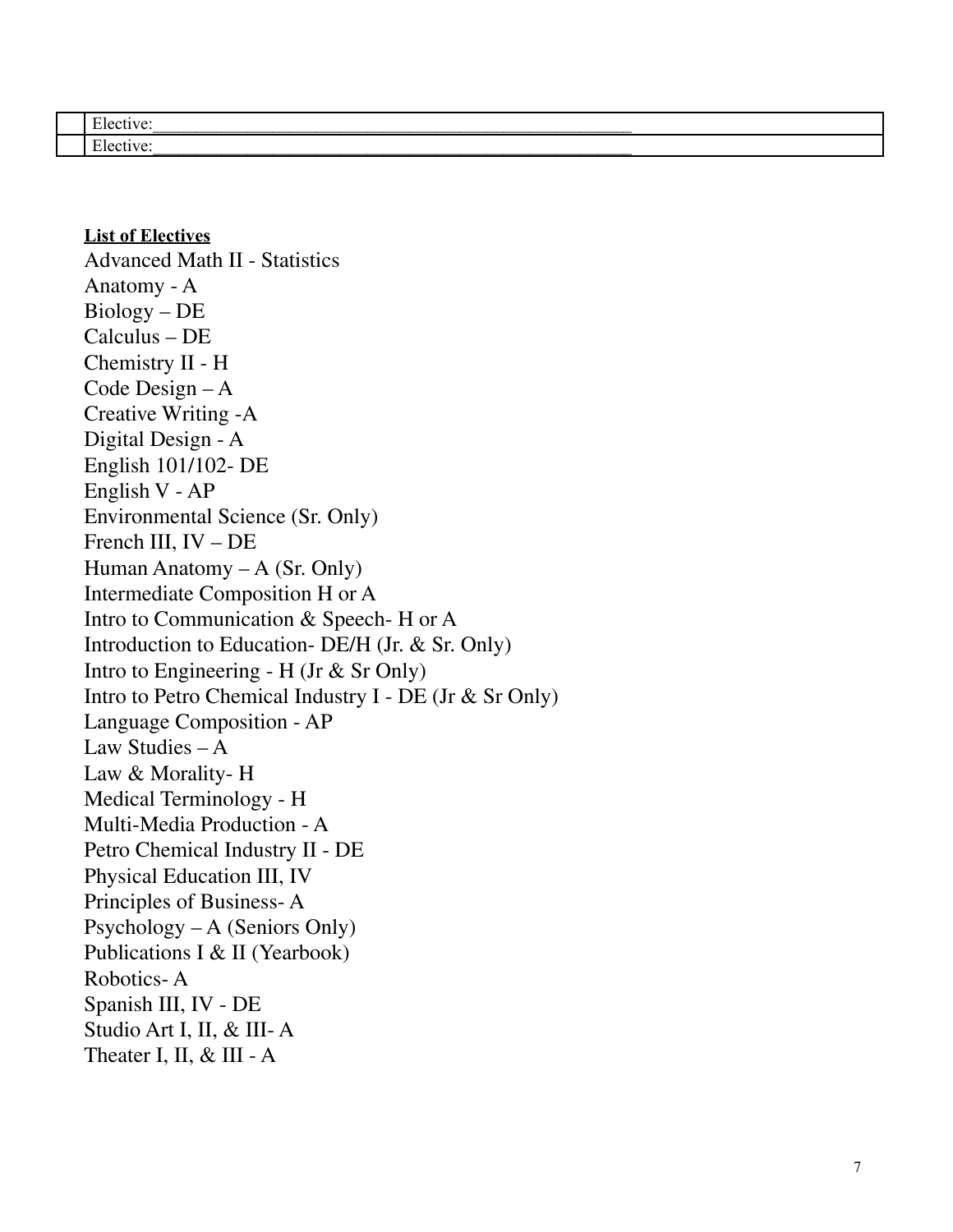|  | Elective:\_\_\_\_\_\_\_\_\_\_\_\_\_\_\_\_\_\_\_\_\_\_\_\_\_\_\_\_\_\_\_\_\_\_\_\_\_\_\_\_\_\_\_\_\_\_\_\_\_\_\_\_\_\_\_\_ |
|---|---|
|  | Elective:\_\_\_\_\_\_\_\_\_\_\_\_\_\_\_\_\_\_\_\_\_\_\_\_\_\_\_\_\_\_\_\_\_\_\_\_\_\_\_\_\_\_\_\_\_\_\_\_\_\_\_\_\_\_\_\_ |

**List of Electives**

Advanced Math II - Statistics
Anatomy - A
Biology – DE
Calculus – DE
Chemistry II - H
Code Design – A
Creative Writing -A
Digital Design - A
English 101/102- DE
English V - AP
Environmental Science (Sr. Only)
French III, IV – DE
Human Anatomy – A (Sr. Only)
Intermediate Composition H or A
Intro to Communication & Speech- H or A
Introduction to Education- DE/H (Jr. & Sr. Only)
Intro to Engineering - H (Jr & Sr Only)
Intro to Petro Chemical Industry I - DE (Jr & Sr Only)
Language Composition - AP
Law Studies – A
Law & Morality- H
Medical Terminology - H
Multi-Media Production - A
Petro Chemical Industry II - DE
Physical Education III, IV
Principles of Business- A
Psychology – A (Seniors Only)
Publications I & II (Yearbook)
Robotics- A
Spanish III, IV - DE
Studio Art I, II, & III- A
Theater I, II, & III - A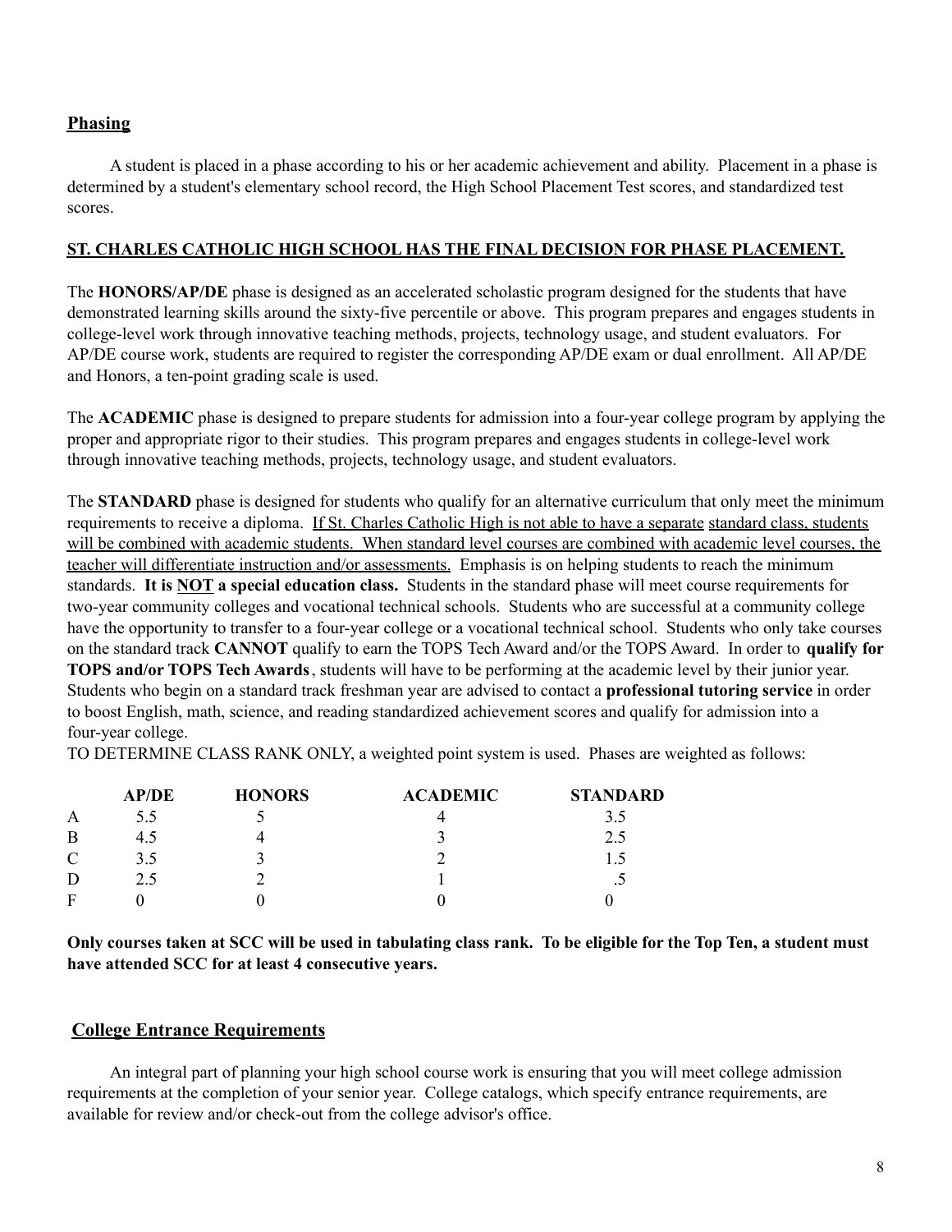## Phasing

A student is placed in a phase according to his or her academic achievement and ability. Placement in a phase is determined by a student's elementary school record, the High School Placement Test scores, and standardized test scores.

**ST. CHARLES CATHOLIC HIGH SCHOOL HAS THE FINAL DECISION FOR PHASE PLACEMENT.**

The **HONORS/AP/DE** phase is designed as an accelerated scholastic program designed for the students that have demonstrated learning skills around the sixty-five percentile or above. This program prepares and engages students in college-level work through innovative teaching methods, projects, technology usage, and student evaluators. For AP/DE course work, students are required to register the corresponding AP/DE exam or dual enrollment. All AP/DE and Honors, a ten-point grading scale is used.

The **ACADEMIC** phase is designed to prepare students for admission into a four-year college program by applying the proper and appropriate rigor to their studies. This program prepares and engages students in college-level work through innovative teaching methods, projects, technology usage, and student evaluators.

The **STANDARD** phase is designed for students who qualify for an alternative curriculum that only meet the minimum requirements to receive a diploma. If St. Charles Catholic High is not able to have a separate standard class, students will be combined with academic students. When standard level courses are combined with academic level courses, the teacher will differentiate instruction and/or assessments. Emphasis is on helping students to reach the minimum standards. **It is NOT a special education class.** Students in the standard phase will meet course requirements for two-year community colleges and vocational technical schools. Students who are successful at a community college have the opportunity to transfer to a four-year college or a vocational technical school. Students who only take courses on the standard track **CANNOT** qualify to earn the TOPS Tech Award and/or the TOPS Award. In order to **qualify for TOPS and/or TOPS Tech Awards**, students will have to be performing at the academic level by their junior year. Students who begin on a standard track freshman year are advised to contact a **professional tutoring service** in order to boost English, math, science, and reading standardized achievement scores and qualify for admission into a four-year college.

TO DETERMINE CLASS RANK ONLY, a weighted point system is used. Phases are weighted as follows:

| | **AP/DE** | **HONORS** | **ACADEMIC** | **STANDARD** |
|---|---|---|---|---|
| A | 5.5 | 5 | 4 | 3.5 |
| B | 4.5 | 4 | 3 | 2.5 |
| C | 3.5 | 3 | 2 | 1.5 |
| D | 2.5 | 2 | 1 | .5 |
| F | 0 | 0 | 0 | 0 |

**Only courses taken at SCC will be used in tabulating class rank. To be eligible for the Top Ten, a student must have attended SCC for at least 4 consecutive years.**

## College Entrance Requirements

An integral part of planning your high school course work is ensuring that you will meet college admission requirements at the completion of your senior year. College catalogs, which specify entrance requirements, are available for review and/or check-out from the college advisor's office.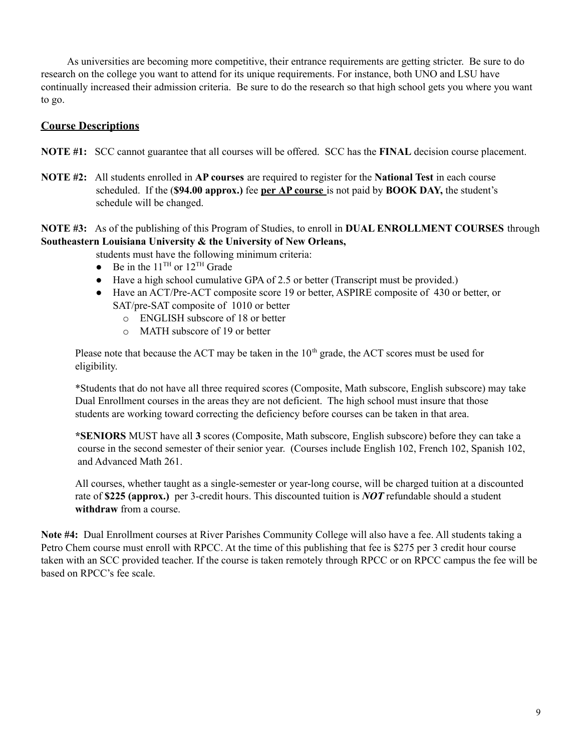As universities are becoming more competitive, their entrance requirements are getting stricter. Be sure to do research on the college you want to attend for its unique requirements. For instance, both UNO and LSU have continually increased their admission criteria. Be sure to do the research so that high school gets you where you want to go.

## Course Descriptions

**NOTE #1:** SCC cannot guarantee that all courses will be offered. SCC has the **FINAL** decision course placement.

**NOTE #2:** All students enrolled in **AP courses** are required to register for the **National Test** in each course scheduled. If the (**$94.00 approx.)** fee **per AP course** is not paid by **BOOK DAY,** the student's schedule will be changed.

**NOTE #3:** As of the publishing of this Program of Studies, to enroll in **DUAL ENROLLMENT COURSES** through **Southeastern Louisiana University & the University of New Orleans,** students must have the following minimum criteria:

- Be in the 11TH or 12TH Grade
- Have a high school cumulative GPA of 2.5 or better (Transcript must be provided.)
- Have an ACT/Pre-ACT composite score 19 or better, ASPIRE composite of 430 or better, or SAT/pre-SAT composite of 1010 or better
  - ENGLISH subscore of 18 or better
  - MATH subscore of 19 or better

Please note that because the ACT may be taken in the 10th grade, the ACT scores must be used for eligibility.

*Students that do not have all three required scores (Composite, Math subscore, English subscore) may take Dual Enrollment courses in the areas they are not deficient. The high school must insure that those students are working toward correcting the deficiency before courses can be taken in that area.

***SENIORS** MUST have all **3** scores (Composite, Math subscore, English subscore) before they can take a course in the second semester of their senior year. (Courses include English 102, French 102, Spanish 102, and Advanced Math 261.

All courses, whether taught as a single-semester or year-long course, will be charged tuition at a discounted rate of **$225 (approx.)** per 3-credit hours. This discounted tuition is ***NOT*** refundable should a student **withdraw** from a course.

**Note #4:** Dual Enrollment courses at River Parishes Community College will also have a fee. All students taking a Petro Chem course must enroll with RPCC. At the time of this publishing that fee is $275 per 3 credit hour course taken with an SCC provided teacher. If the course is taken remotely through RPCC or on RPCC campus the fee will be based on RPCC's fee scale.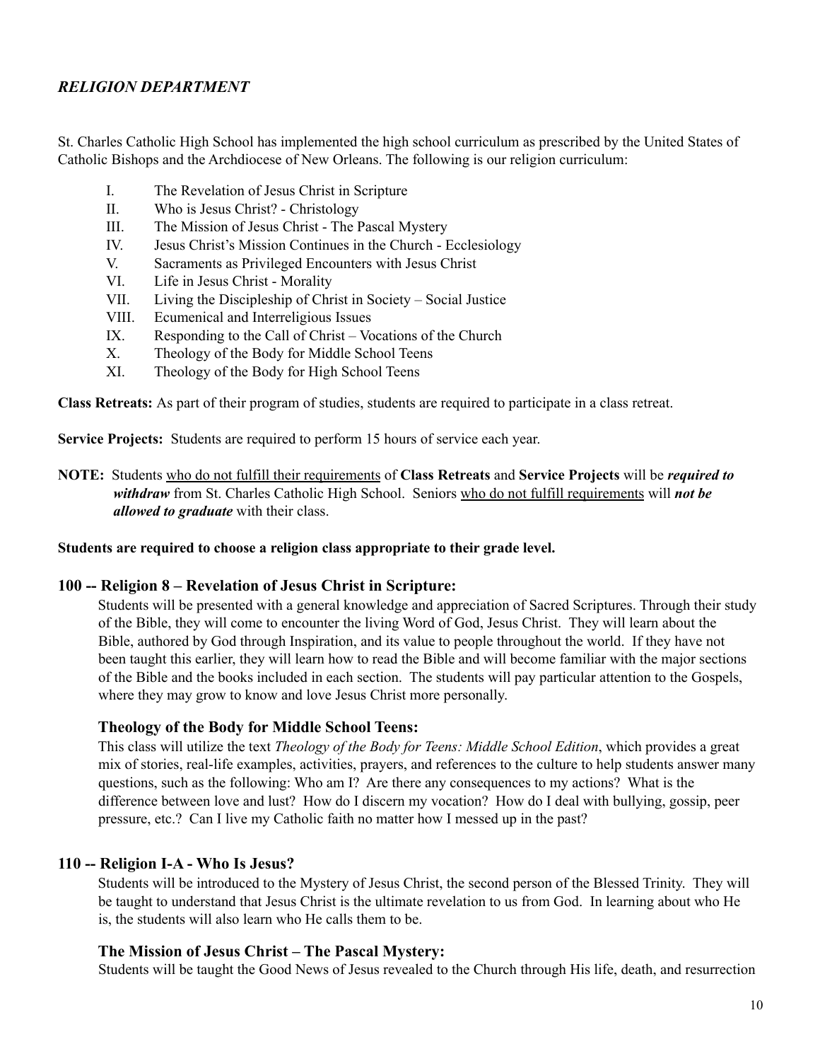## *RELIGION DEPARTMENT*

St. Charles Catholic High School has implemented the high school curriculum as prescribed by the United States of Catholic Bishops and the Archdiocese of New Orleans. The following is our religion curriculum:

- I. The Revelation of Jesus Christ in Scripture
- II. Who is Jesus Christ? - Christology
- III. The Mission of Jesus Christ - The Pascal Mystery
- IV. Jesus Christ's Mission Continues in the Church - Ecclesiology
- V. Sacraments as Privileged Encounters with Jesus Christ
- VI. Life in Jesus Christ - Morality
- VII. Living the Discipleship of Christ in Society – Social Justice
- VIII. Ecumenical and Interreligious Issues
- IX. Responding to the Call of Christ – Vocations of the Church
- X. Theology of the Body for Middle School Teens
- XI. Theology of the Body for High School Teens

**Class Retreats:** As part of their program of studies, students are required to participate in a class retreat.

**Service Projects:** Students are required to perform 15 hours of service each year.

**NOTE:** Students who do not fulfill their requirements of **Class Retreats** and **Service Projects** will be ***required to withdraw*** from St. Charles Catholic High School. Seniors who do not fulfill requirements will ***not be allowed to graduate*** with their class.

**Students are required to choose a religion class appropriate to their grade level.**

### 100 -- Religion 8 – Revelation of Jesus Christ in Scripture:

Students will be presented with a general knowledge and appreciation of Sacred Scriptures. Through their study of the Bible, they will come to encounter the living Word of God, Jesus Christ. They will learn about the Bible, authored by God through Inspiration, and its value to people throughout the world. If they have not been taught this earlier, they will learn how to read the Bible and will become familiar with the major sections of the Bible and the books included in each section. The students will pay particular attention to the Gospels, where they may grow to know and love Jesus Christ more personally.

#### Theology of the Body for Middle School Teens:

This class will utilize the text *Theology of the Body for Teens: Middle School Edition*, which provides a great mix of stories, real-life examples, activities, prayers, and references to the culture to help students answer many questions, such as the following: Who am I? Are there any consequences to my actions? What is the difference between love and lust? How do I discern my vocation? How do I deal with bullying, gossip, peer pressure, etc.? Can I live my Catholic faith no matter how I messed up in the past?

### 110 -- Religion I-A - Who Is Jesus?

Students will be introduced to the Mystery of Jesus Christ, the second person of the Blessed Trinity. They will be taught to understand that Jesus Christ is the ultimate revelation to us from God. In learning about who He is, the students will also learn who He calls them to be.

#### The Mission of Jesus Christ – The Pascal Mystery:

Students will be taught the Good News of Jesus revealed to the Church through His life, death, and resurrection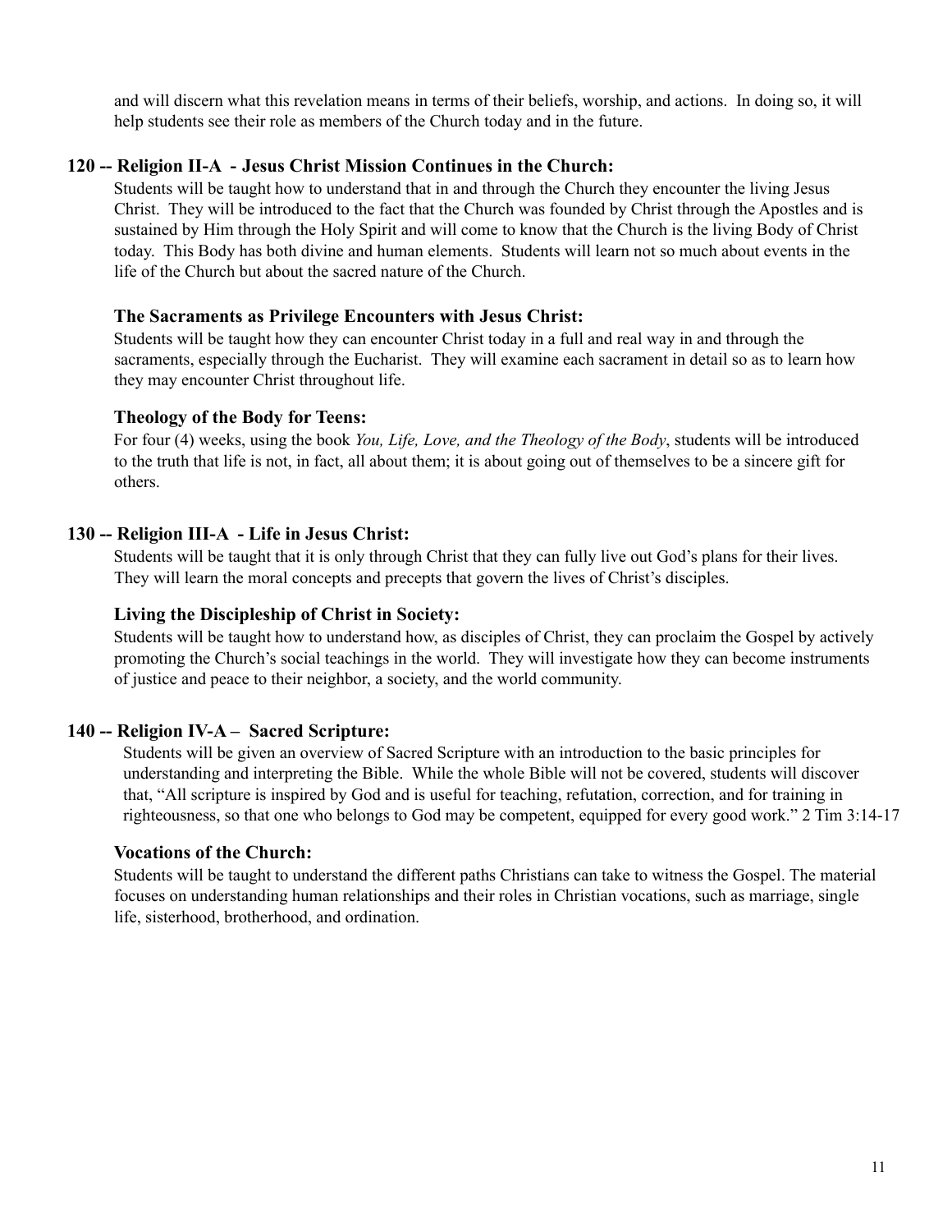and will discern what this revelation means in terms of their beliefs, worship, and actions. In doing so, it will help students see their role as members of the Church today and in the future.

### 120 -- Religion II-A - Jesus Christ Mission Continues in the Church:

Students will be taught how to understand that in and through the Church they encounter the living Jesus Christ. They will be introduced to the fact that the Church was founded by Christ through the Apostles and is sustained by Him through the Holy Spirit and will come to know that the Church is the living Body of Christ today. This Body has both divine and human elements. Students will learn not so much about events in the life of the Church but about the sacred nature of the Church.

#### The Sacraments as Privilege Encounters with Jesus Christ:

Students will be taught how they can encounter Christ today in a full and real way in and through the sacraments, especially through the Eucharist. They will examine each sacrament in detail so as to learn how they may encounter Christ throughout life.

#### Theology of the Body for Teens:

For four (4) weeks, using the book *You, Life, Love, and the Theology of the Body*, students will be introduced to the truth that life is not, in fact, all about them; it is about going out of themselves to be a sincere gift for others.

### 130 -- Religion III-A - Life in Jesus Christ:

Students will be taught that it is only through Christ that they can fully live out God's plans for their lives. They will learn the moral concepts and precepts that govern the lives of Christ's disciples.

#### Living the Discipleship of Christ in Society:

Students will be taught how to understand how, as disciples of Christ, they can proclaim the Gospel by actively promoting the Church's social teachings in the world. They will investigate how they can become instruments of justice and peace to their neighbor, a society, and the world community.

### 140 -- Religion IV-A – Sacred Scripture:

Students will be given an overview of Sacred Scripture with an introduction to the basic principles for understanding and interpreting the Bible. While the whole Bible will not be covered, students will discover that, "All scripture is inspired by God and is useful for teaching, refutation, correction, and for training in righteousness, so that one who belongs to God may be competent, equipped for every good work." 2 Tim 3:14-17

#### Vocations of the Church:

Students will be taught to understand the different paths Christians can take to witness the Gospel. The material focuses on understanding human relationships and their roles in Christian vocations, such as marriage, single life, sisterhood, brotherhood, and ordination.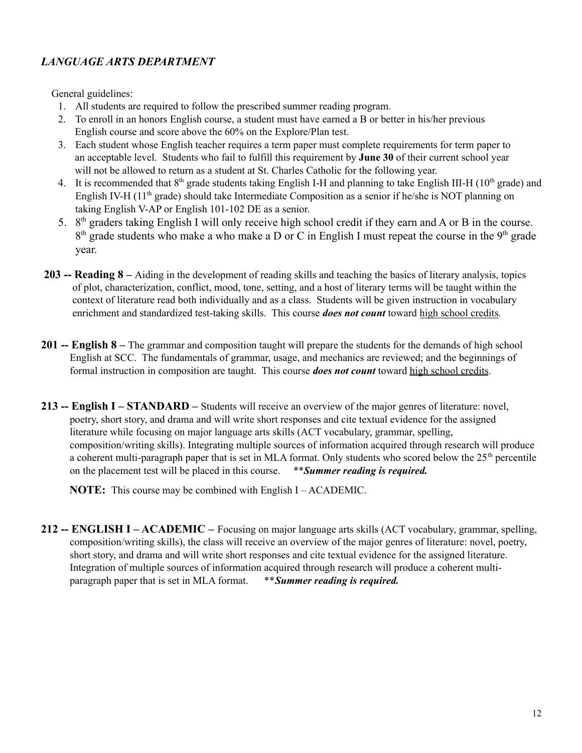## *LANGUAGE ARTS DEPARTMENT*

General guidelines:

1. All students are required to follow the prescribed summer reading program.
2. To enroll in an honors English course, a student must have earned a B or better in his/her previous English course and score above the 60% on the Explore/Plan test.
3. Each student whose English teacher requires a term paper must complete requirements for term paper to an acceptable level. Students who fail to fulfill this requirement by **June 30** of their current school year will not be allowed to return as a student at St. Charles Catholic for the following year.
4. It is recommended that 8th grade students taking English I-H and planning to take English III-H (10th grade) and English IV-H (11th grade) should take Intermediate Composition as a senior if he/she is NOT planning on taking English V-AP or English 101-102 DE as a senior.
5. 8th graders taking English I will only receive high school credit if they earn and A or B in the course. 8th grade students who make a who make a D or C in English I must repeat the course in the 9th grade year.

**203 -- Reading 8 –** Aiding in the development of reading skills and teaching the basics of literary analysis, topics of plot, characterization, conflict, mood, tone, setting, and a host of literary terms will be taught within the context of literature read both individually and as a class. Students will be given instruction in vocabulary enrichment and standardized test-taking skills. This course ***does not count*** toward high school credits.

**201 -- English 8 –** The grammar and composition taught will prepare the students for the demands of high school English at SCC. The fundamentals of grammar, usage, and mechanics are reviewed; and the beginnings of formal instruction in composition are taught. This course ***does not count*** toward high school credits.

**213 -- English I – STANDARD –** Students will receive an overview of the major genres of literature: novel, poetry, short story, and drama and will write short responses and cite textual evidence for the assigned literature while focusing on major language arts skills (ACT vocabulary, grammar, spelling, composition/writing skills). Integrating multiple sources of information acquired through research will produce a coherent multi-paragraph paper that is set in MLA format. Only students who scored below the 25th percentile on the placement test will be placed in this course. ***Summer reading is required.***

**NOTE:** This course may be combined with English I – ACADEMIC.

**212 -- ENGLISH I – ACADEMIC –** Focusing on major language arts skills (ACT vocabulary, grammar, spelling, composition/writing skills), the class will receive an overview of the major genres of literature: novel, poetry, short story, and drama and will write short responses and cite textual evidence for the assigned literature. Integration of multiple sources of information acquired through research will produce a coherent multi-paragraph paper that is set in MLA format. ***Summer reading is required.***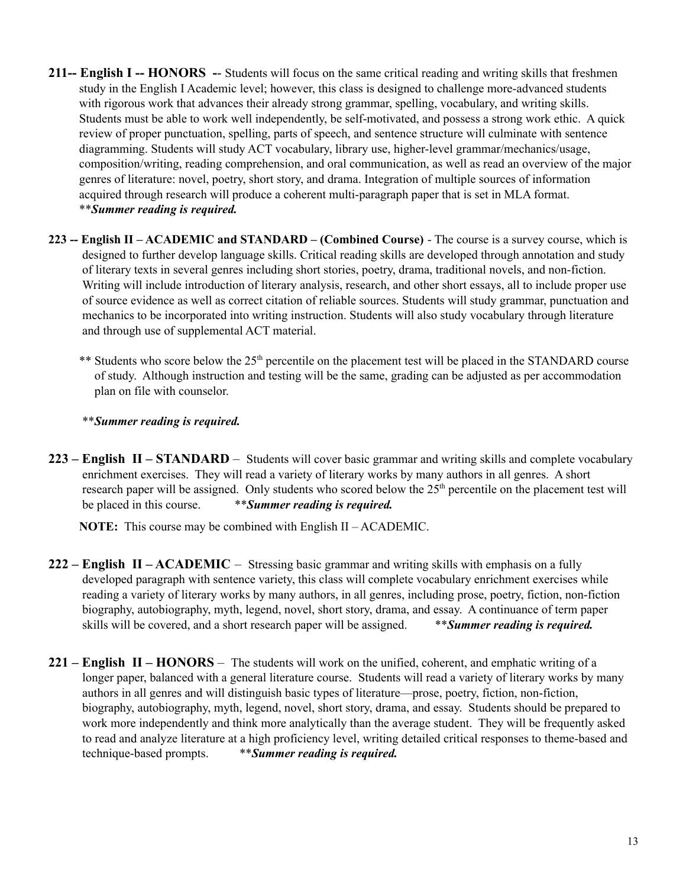**211-- English I -- HONORS --** Students will focus on the same critical reading and writing skills that freshmen study in the English I Academic level; however, this class is designed to challenge more-advanced students with rigorous work that advances their already strong grammar, spelling, vocabulary, and writing skills. Students must be able to work well independently, be self-motivated, and possess a strong work ethic. A quick review of proper punctuation, spelling, parts of speech, and sentence structure will culminate with sentence diagramming. Students will study ACT vocabulary, library use, higher-level grammar/mechanics/usage, composition/writing, reading comprehension, and oral communication, as well as read an overview of the major genres of literature: novel, poetry, short story, and drama. Integration of multiple sources of information acquired through research will produce a coherent multi-paragraph paper that is set in MLA format. ***Summer reading is required.***

**223 -- English II – ACADEMIC and STANDARD – (Combined Course)** - The course is a survey course, which is designed to further develop language skills. Critical reading skills are developed through annotation and study of literary texts in several genres including short stories, poetry, drama, traditional novels, and non-fiction. Writing will include introduction of literary analysis, research, and other short essays, all to include proper use of source evidence as well as correct citation of reliable sources. Students will study grammar, punctuation and mechanics to be incorporated into writing instruction. Students will also study vocabulary through literature and through use of supplemental ACT material.

** Students who score below the 25th percentile on the placement test will be placed in the STANDARD course of study. Although instruction and testing will be the same, grading can be adjusted as per accommodation plan on file with counselor.

***Summer reading is required.***

**223 – English II – STANDARD** – Students will cover basic grammar and writing skills and complete vocabulary enrichment exercises. They will read a variety of literary works by many authors in all genres. A short research paper will be assigned. Only students who scored below the 25th percentile on the placement test will be placed in this course. ***Summer reading is required.***

**NOTE:** This course may be combined with English II – ACADEMIC.

**222 – English II – ACADEMIC** – Stressing basic grammar and writing skills with emphasis on a fully developed paragraph with sentence variety, this class will complete vocabulary enrichment exercises while reading a variety of literary works by many authors, in all genres, including prose, poetry, fiction, non-fiction biography, autobiography, myth, legend, novel, short story, drama, and essay. A continuance of term paper skills will be covered, and a short research paper will be assigned. ***Summer reading is required.***

**221 – English II – HONORS** – The students will work on the unified, coherent, and emphatic writing of a longer paper, balanced with a general literature course. Students will read a variety of literary works by many authors in all genres and will distinguish basic types of literature—prose, poetry, fiction, non-fiction, biography, autobiography, myth, legend, novel, short story, drama, and essay. Students should be prepared to work more independently and think more analytically than the average student. They will be frequently asked to read and analyze literature at a high proficiency level, writing detailed critical responses to theme-based and technique-based prompts. ***Summer reading is required.***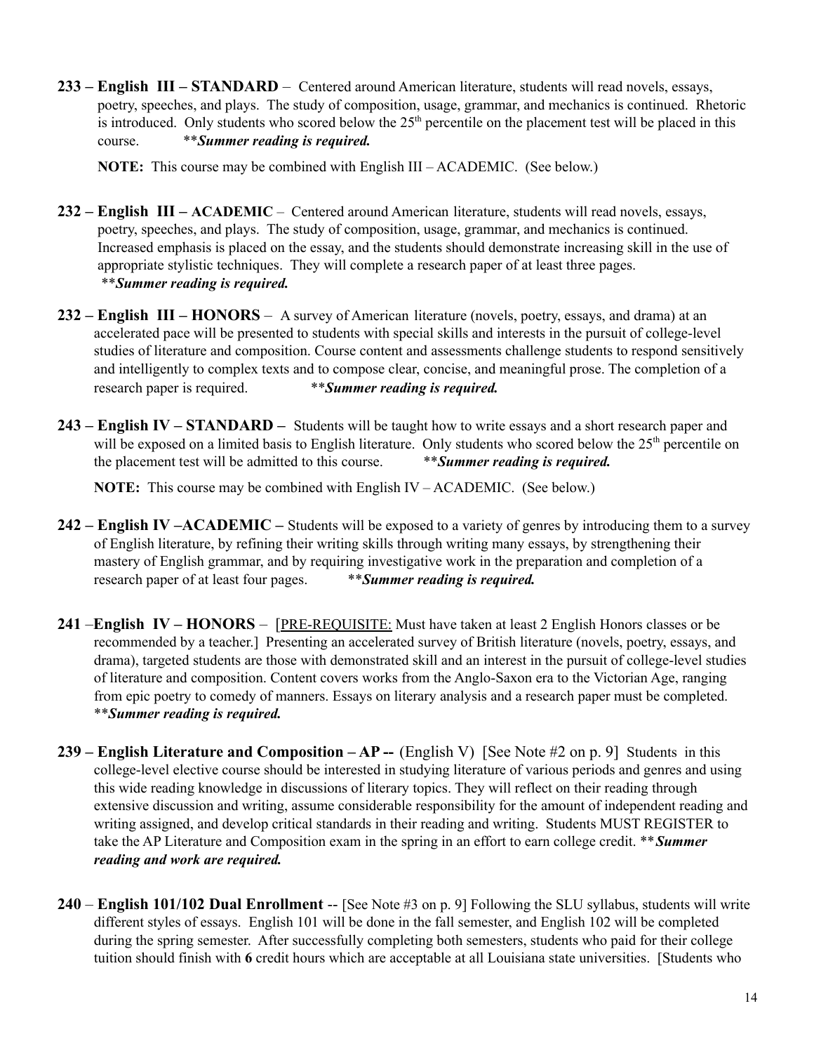**233 – English III – STANDARD** – Centered around American literature, students will read novels, essays, poetry, speeches, and plays. The study of composition, usage, grammar, and mechanics is continued. Rhetoric is introduced. Only students who scored below the 25th percentile on the placement test will be placed in this course. ***Summer reading is required.***

**NOTE:** This course may be combined with English III – ACADEMIC. (See below.)

**232 – English III – ACADEMIC** – Centered around American literature, students will read novels, essays, poetry, speeches, and plays. The study of composition, usage, grammar, and mechanics is continued. Increased emphasis is placed on the essay, and the students should demonstrate increasing skill in the use of appropriate stylistic techniques. They will complete a research paper of at least three pages. ***Summer reading is required.***

**232 – English III – HONORS** – A survey of American literature (novels, poetry, essays, and drama) at an accelerated pace will be presented to students with special skills and interests in the pursuit of college-level studies of literature and composition. Course content and assessments challenge students to respond sensitively and intelligently to complex texts and to compose clear, concise, and meaningful prose. The completion of a research paper is required. ***Summer reading is required.***

**243 – English IV – STANDARD –** Students will be taught how to write essays and a short research paper and will be exposed on a limited basis to English literature. Only students who scored below the 25th percentile on the placement test will be admitted to this course. ***Summer reading is required.***

**NOTE:** This course may be combined with English IV – ACADEMIC. (See below.)

**242 – English IV –ACADEMIC –** Students will be exposed to a variety of genres by introducing them to a survey of English literature, by refining their writing skills through writing many essays, by strengthening their mastery of English grammar, and by requiring investigative work in the preparation and completion of a research paper of at least four pages. ***Summer reading is required.***

**241 –English IV – HONORS** – [PRE-REQUISITE: Must have taken at least 2 English Honors classes or be recommended by a teacher.] Presenting an accelerated survey of British literature (novels, poetry, essays, and drama), targeted students are those with demonstrated skill and an interest in the pursuit of college-level studies of literature and composition. Content covers works from the Anglo-Saxon era to the Victorian Age, ranging from epic poetry to comedy of manners. Essays on literary analysis and a research paper must be completed. ***Summer reading is required.***

**239 – English Literature and Composition – AP --** (English V) [See Note #2 on p. 9] Students in this college-level elective course should be interested in studying literature of various periods and genres and using this wide reading knowledge in discussions of literary topics. They will reflect on their reading through extensive discussion and writing, assume considerable responsibility for the amount of independent reading and writing assigned, and develop critical standards in their reading and writing. Students MUST REGISTER to take the AP Literature and Composition exam in the spring in an effort to earn college credit. ***Summer reading and work are required.***

**240** – **English 101/102 Dual Enrollment** -- [See Note #3 on p. 9] Following the SLU syllabus, students will write different styles of essays. English 101 will be done in the fall semester, and English 102 will be completed during the spring semester. After successfully completing both semesters, students who paid for their college tuition should finish with **6** credit hours which are acceptable at all Louisiana state universities. [Students who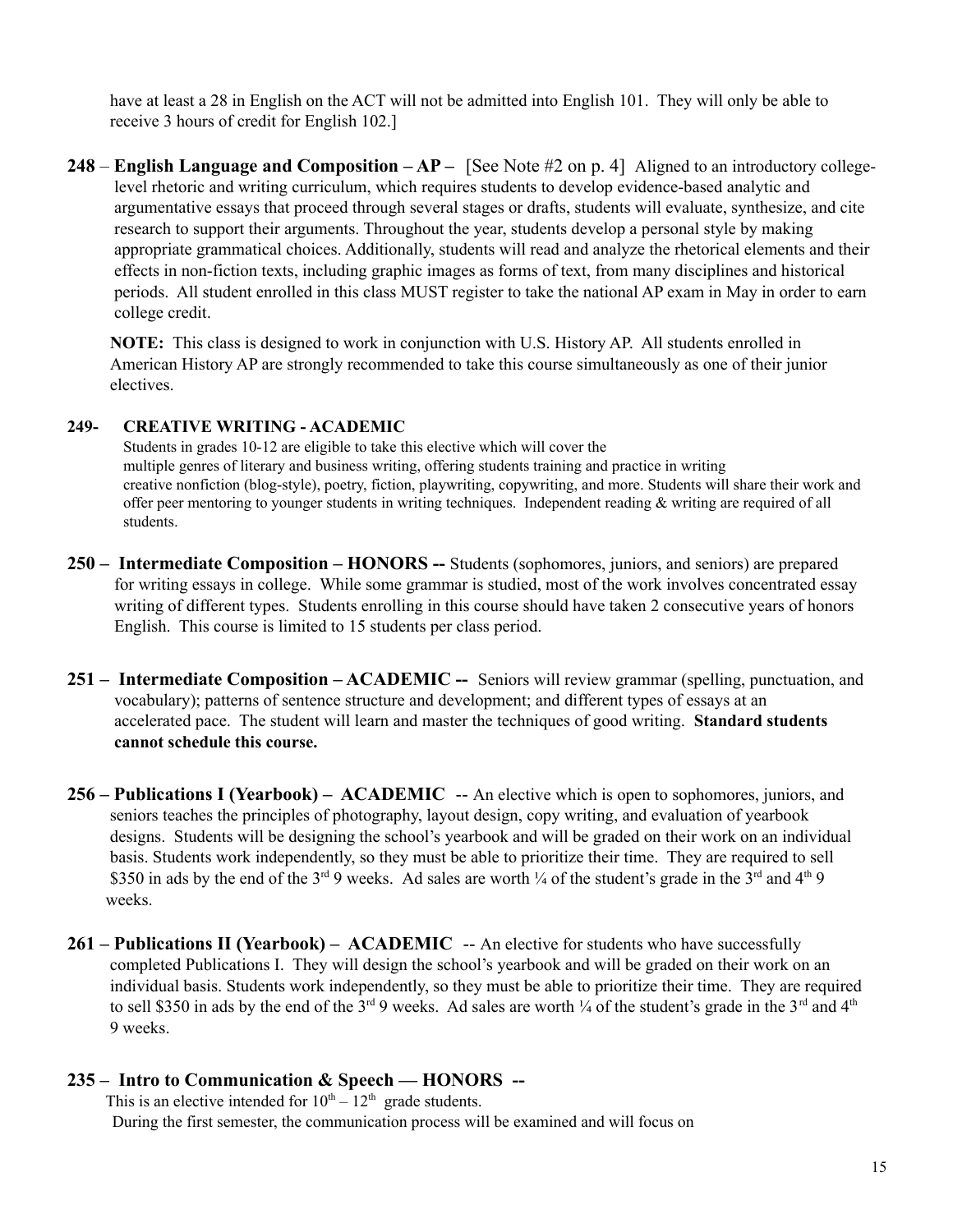have at least a 28 in English on the ACT will not be admitted into English 101. They will only be able to receive 3 hours of credit for English 102.]

**248** – **English Language and Composition – AP –** [See Note #2 on p. 4] Aligned to an introductory college-level rhetoric and writing curriculum, which requires students to develop evidence-based analytic and argumentative essays that proceed through several stages or drafts, students will evaluate, synthesize, and cite research to support their arguments. Throughout the year, students develop a personal style by making appropriate grammatical choices. Additionally, students will read and analyze the rhetorical elements and their effects in non-fiction texts, including graphic images as forms of text, from many disciplines and historical periods. All student enrolled in this class MUST register to take the national AP exam in May in order to earn college credit.

**NOTE:** This class is designed to work in conjunction with U.S. History AP. All students enrolled in American History AP are strongly recommended to take this course simultaneously as one of their junior electives.

**249- CREATIVE WRITING - ACADEMIC**

Students in grades 10-12 are eligible to take this elective which will cover the multiple genres of literary and business writing, offering students training and practice in writing creative nonfiction (blog-style), poetry, fiction, playwriting, copywriting, and more. Students will share their work and offer peer mentoring to younger students in writing techniques. Independent reading & writing are required of all students.

**250 – Intermediate Composition – HONORS --** Students (sophomores, juniors, and seniors) are prepared for writing essays in college. While some grammar is studied, most of the work involves concentrated essay writing of different types. Students enrolling in this course should have taken 2 consecutive years of honors English. This course is limited to 15 students per class period.

**251 – Intermediate Composition – ACADEMIC --** Seniors will review grammar (spelling, punctuation, and vocabulary); patterns of sentence structure and development; and different types of essays at an accelerated pace. The student will learn and master the techniques of good writing. **Standard students cannot schedule this course.**

**256 – Publications I (Yearbook) – ACADEMIC** -- An elective which is open to sophomores, juniors, and seniors teaches the principles of photography, layout design, copy writing, and evaluation of yearbook designs. Students will be designing the school's yearbook and will be graded on their work on an individual basis. Students work independently, so they must be able to prioritize their time. They are required to sell $350 in ads by the end of the 3rd 9 weeks. Ad sales are worth ¼ of the student's grade in the 3rd and 4th 9 weeks.

**261 – Publications II (Yearbook) – ACADEMIC** -- An elective for students who have successfully completed Publications I. They will design the school's yearbook and will be graded on their work on an individual basis. Students work independently, so they must be able to prioritize their time. They are required to sell $350 in ads by the end of the 3rd 9 weeks. Ad sales are worth ¼ of the student's grade in the 3rd and 4th 9 weeks.

**235 – Intro to Communication & Speech — HONORS --**

This is an elective intended for 10th – 12th grade students.
During the first semester, the communication process will be examined and will focus on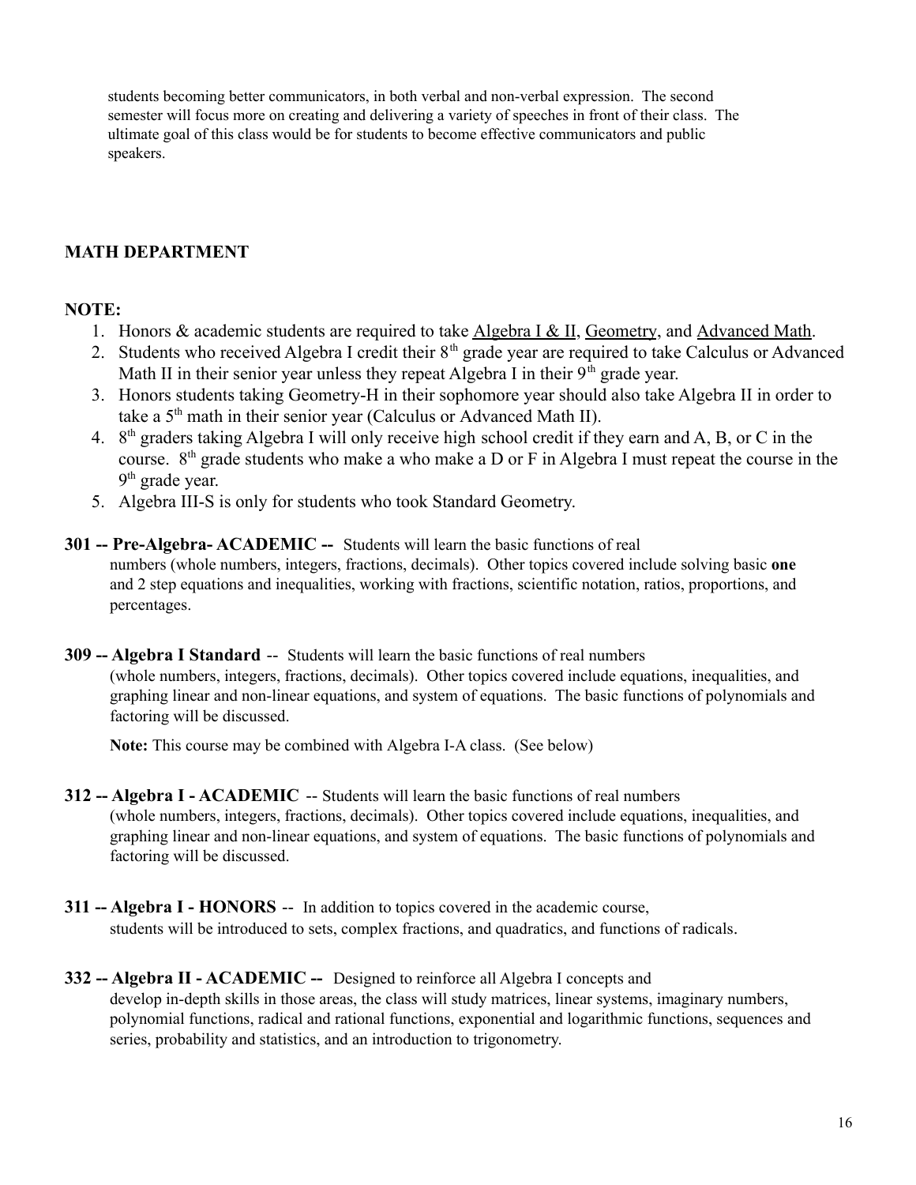students becoming better communicators, in both verbal and non-verbal expression. The second semester will focus more on creating and delivering a variety of speeches in front of their class. The ultimate goal of this class would be for students to become effective communicators and public speakers.

## MATH DEPARTMENT

**NOTE:**

1. Honors & academic students are required to take Algebra I & II, Geometry, and Advanced Math.
2. Students who received Algebra I credit their 8th grade year are required to take Calculus or Advanced Math II in their senior year unless they repeat Algebra I in their 9th grade year.
3. Honors students taking Geometry-H in their sophomore year should also take Algebra II in order to take a 5th math in their senior year (Calculus or Advanced Math II).
4. 8th graders taking Algebra I will only receive high school credit if they earn and A, B, or C in the course. 8th grade students who make a who make a D or F in Algebra I must repeat the course in the 9th grade year.
5. Algebra III-S is only for students who took Standard Geometry.

**301 -- Pre-Algebra- ACADEMIC --** Students will learn the basic functions of real numbers (whole numbers, integers, fractions, decimals). Other topics covered include solving basic **one** and 2 step equations and inequalities, working with fractions, scientific notation, ratios, proportions, and percentages.

**309 -- Algebra I Standard** -- Students will learn the basic functions of real numbers (whole numbers, integers, fractions, decimals). Other topics covered include equations, inequalities, and graphing linear and non-linear equations, and system of equations. The basic functions of polynomials and factoring will be discussed.

**Note:** This course may be combined with Algebra I-A class. (See below)

**312 -- Algebra I - ACADEMIC** -- Students will learn the basic functions of real numbers (whole numbers, integers, fractions, decimals). Other topics covered include equations, inequalities, and graphing linear and non-linear equations, and system of equations. The basic functions of polynomials and factoring will be discussed.

**311 -- Algebra I - HONORS** -- In addition to topics covered in the academic course, students will be introduced to sets, complex fractions, and quadratics, and functions of radicals.

**332 -- Algebra II - ACADEMIC --** Designed to reinforce all Algebra I concepts and develop in-depth skills in those areas, the class will study matrices, linear systems, imaginary numbers, polynomial functions, radical and rational functions, exponential and logarithmic functions, sequences and series, probability and statistics, and an introduction to trigonometry.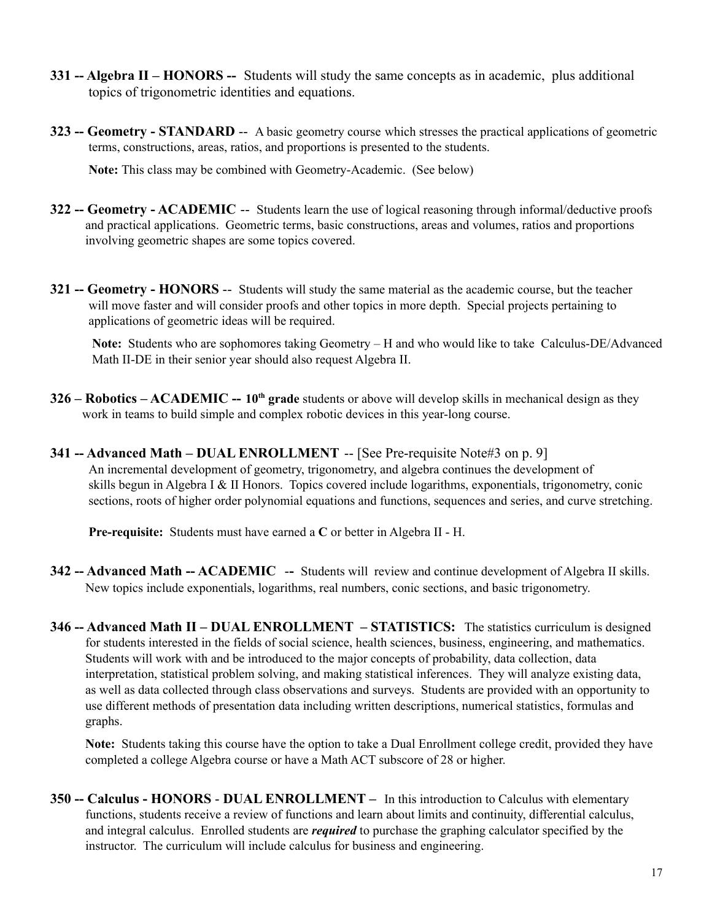**331 -- Algebra II – HONORS --** Students will study the same concepts as in academic, plus additional topics of trigonometric identities and equations.

**323 -- Geometry - STANDARD** -- A basic geometry course which stresses the practical applications of geometric terms, constructions, areas, ratios, and proportions is presented to the students.

**Note:** This class may be combined with Geometry-Academic. (See below)

**322 -- Geometry - ACADEMIC** -- Students learn the use of logical reasoning through informal/deductive proofs and practical applications. Geometric terms, basic constructions, areas and volumes, ratios and proportions involving geometric shapes are some topics covered.

**321 -- Geometry - HONORS** -- Students will study the same material as the academic course, but the teacher will move faster and will consider proofs and other topics in more depth. Special projects pertaining to applications of geometric ideas will be required.

**Note:** Students who are sophomores taking Geometry – H and who would like to take Calculus-DE/Advanced Math II-DE in their senior year should also request Algebra II.

**326 – Robotics – ACADEMIC -- 10th grade** students or above will develop skills in mechanical design as they work in teams to build simple and complex robotic devices in this year-long course.

**341 -- Advanced Math – DUAL ENROLLMENT** -- [See Pre-requisite Note#3 on p. 9]
An incremental development of geometry, trigonometry, and algebra continues the development of skills begun in Algebra I & II Honors. Topics covered include logarithms, exponentials, trigonometry, conic sections, roots of higher order polynomial equations and functions, sequences and series, and curve stretching.

**Pre-requisite:** Students must have earned a **C** or better in Algebra II - H.

**342 -- Advanced Math -- ACADEMIC --** Students will review and continue development of Algebra II skills. New topics include exponentials, logarithms, real numbers, conic sections, and basic trigonometry.

**346 -- Advanced Math II – DUAL ENROLLMENT – STATISTICS:** The statistics curriculum is designed for students interested in the fields of social science, health sciences, business, engineering, and mathematics. Students will work with and be introduced to the major concepts of probability, data collection, data interpretation, statistical problem solving, and making statistical inferences. They will analyze existing data, as well as data collected through class observations and surveys. Students are provided with an opportunity to use different methods of presentation data including written descriptions, numerical statistics, formulas and graphs.

**Note:** Students taking this course have the option to take a Dual Enrollment college credit, provided they have completed a college Algebra course or have a Math ACT subscore of 28 or higher.

**350 -- Calculus - HONORS - DUAL ENROLLMENT –** In this introduction to Calculus with elementary functions, students receive a review of functions and learn about limits and continuity, differential calculus, and integral calculus. Enrolled students are ***required*** to purchase the graphing calculator specified by the instructor. The curriculum will include calculus for business and engineering.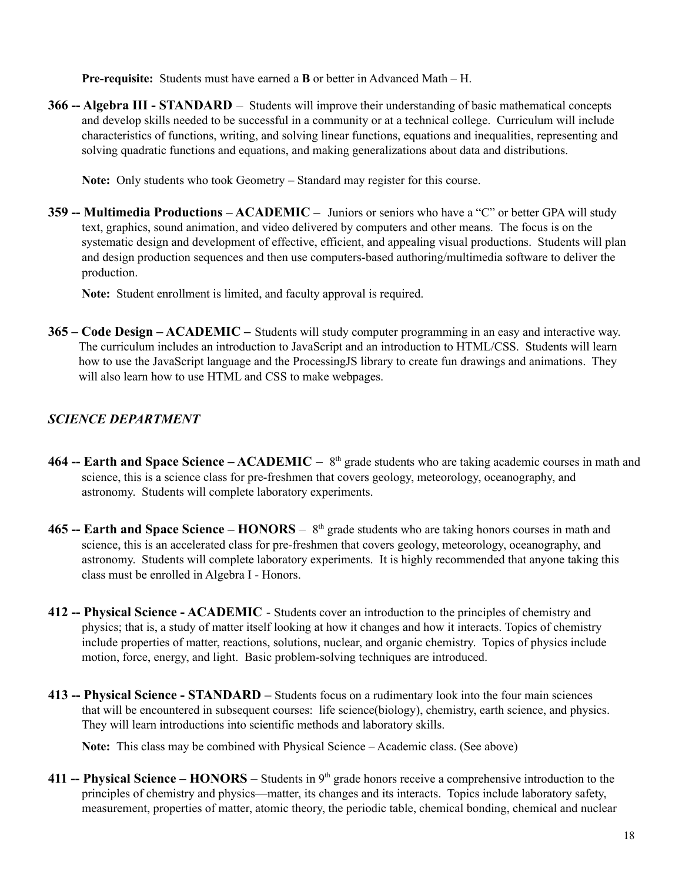**Pre-requisite:** Students must have earned a **B** or better in Advanced Math – H.

**366 -- Algebra III - STANDARD** – Students will improve their understanding of basic mathematical concepts and develop skills needed to be successful in a community or at a technical college. Curriculum will include characteristics of functions, writing, and solving linear functions, equations and inequalities, representing and solving quadratic functions and equations, and making generalizations about data and distributions.

**Note:** Only students who took Geometry – Standard may register for this course.

**359 -- Multimedia Productions – ACADEMIC –** Juniors or seniors who have a "C" or better GPA will study text, graphics, sound animation, and video delivered by computers and other means. The focus is on the systematic design and development of effective, efficient, and appealing visual productions. Students will plan and design production sequences and then use computers-based authoring/multimedia software to deliver the production.

**Note:** Student enrollment is limited, and faculty approval is required.

**365 – Code Design – ACADEMIC –** Students will study computer programming in an easy and interactive way. The curriculum includes an introduction to JavaScript and an introduction to HTML/CSS. Students will learn how to use the JavaScript language and the ProcessingJS library to create fun drawings and animations. They will also learn how to use HTML and CSS to make webpages.

## *SCIENCE DEPARTMENT*

**464 -- Earth and Space Science – ACADEMIC** – 8th grade students who are taking academic courses in math and science, this is a science class for pre-freshmen that covers geology, meteorology, oceanography, and astronomy. Students will complete laboratory experiments.

**465 -- Earth and Space Science – HONORS** – 8th grade students who are taking honors courses in math and science, this is an accelerated class for pre-freshmen that covers geology, meteorology, oceanography, and astronomy. Students will complete laboratory experiments. It is highly recommended that anyone taking this class must be enrolled in Algebra I - Honors.

**412 -- Physical Science - ACADEMIC** - Students cover an introduction to the principles of chemistry and physics; that is, a study of matter itself looking at how it changes and how it interacts. Topics of chemistry include properties of matter, reactions, solutions, nuclear, and organic chemistry. Topics of physics include motion, force, energy, and light. Basic problem-solving techniques are introduced.

**413 -- Physical Science - STANDARD –** Students focus on a rudimentary look into the four main sciences that will be encountered in subsequent courses: life science(biology), chemistry, earth science, and physics. They will learn introductions into scientific methods and laboratory skills.

**Note:** This class may be combined with Physical Science – Academic class. (See above)

**411 -- Physical Science – HONORS** – Students in 9th grade honors receive a comprehensive introduction to the principles of chemistry and physics—matter, its changes and its interacts. Topics include laboratory safety, measurement, properties of matter, atomic theory, the periodic table, chemical bonding, chemical and nuclear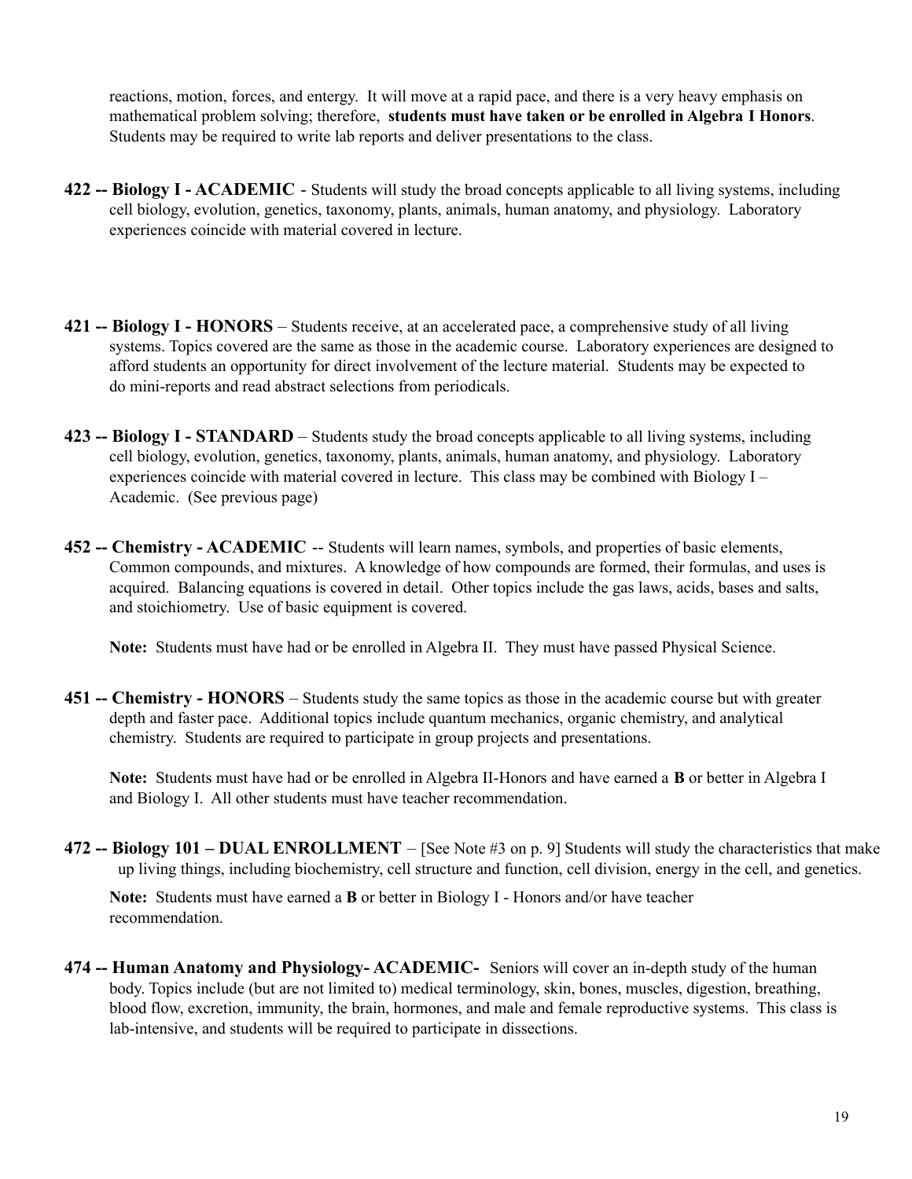reactions, motion, forces, and entergy. It will move at a rapid pace, and there is a very heavy emphasis on mathematical problem solving; therefore, **students must have taken or be enrolled in Algebra I Honors**. Students may be required to write lab reports and deliver presentations to the class.

**422 -- Biology I - ACADEMIC** - Students will study the broad concepts applicable to all living systems, including cell biology, evolution, genetics, taxonomy, plants, animals, human anatomy, and physiology. Laboratory experiences coincide with material covered in lecture.

**421 -- Biology I - HONORS** – Students receive, at an accelerated pace, a comprehensive study of all living systems. Topics covered are the same as those in the academic course. Laboratory experiences are designed to afford students an opportunity for direct involvement of the lecture material. Students may be expected to do mini-reports and read abstract selections from periodicals.

**423 -- Biology I - STANDARD** – Students study the broad concepts applicable to all living systems, including cell biology, evolution, genetics, taxonomy, plants, animals, human anatomy, and physiology. Laboratory experiences coincide with material covered in lecture. This class may be combined with Biology I – Academic. (See previous page)

**452 -- Chemistry - ACADEMIC** -- Students will learn names, symbols, and properties of basic elements, Common compounds, and mixtures. A knowledge of how compounds are formed, their formulas, and uses is acquired. Balancing equations is covered in detail. Other topics include the gas laws, acids, bases and salts, and stoichiometry. Use of basic equipment is covered.

**Note:** Students must have had or be enrolled in Algebra II. They must have passed Physical Science.

**451 -- Chemistry - HONORS** – Students study the same topics as those in the academic course but with greater depth and faster pace. Additional topics include quantum mechanics, organic chemistry, and analytical chemistry. Students are required to participate in group projects and presentations.

**Note:** Students must have had or be enrolled in Algebra II-Honors and have earned a **B** or better in Algebra I and Biology I. All other students must have teacher recommendation.

**472 -- Biology 101 – DUAL ENROLLMENT** – [See Note #3 on p. 9] Students will study the characteristics that make up living things, including biochemistry, cell structure and function, cell division, energy in the cell, and genetics.

**Note:** Students must have earned a **B** or better in Biology I - Honors and/or have teacher recommendation.

**474 -- Human Anatomy and Physiology- ACADEMIC-** Seniors will cover an in-depth study of the human body. Topics include (but are not limited to) medical terminology, skin, bones, muscles, digestion, breathing, blood flow, excretion, immunity, the brain, hormones, and male and female reproductive systems. This class is lab-intensive, and students will be required to participate in dissections.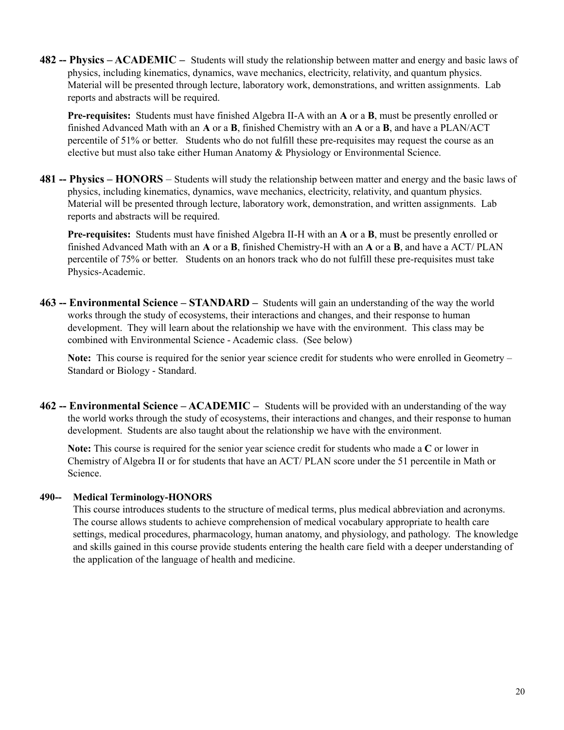**482 -- Physics – ACADEMIC –** Students will study the relationship between matter and energy and basic laws of physics, including kinematics, dynamics, wave mechanics, electricity, relativity, and quantum physics. Material will be presented through lecture, laboratory work, demonstrations, and written assignments. Lab reports and abstracts will be required.

**Pre-requisites:** Students must have finished Algebra II-A with an **A** or a **B**, must be presently enrolled or finished Advanced Math with an **A** or a **B**, finished Chemistry with an **A** or a **B**, and have a PLAN/ACT percentile of 51% or better. Students who do not fulfill these pre-requisites may request the course as an elective but must also take either Human Anatomy & Physiology or Environmental Science.

**481 -- Physics – HONORS** – Students will study the relationship between matter and energy and the basic laws of physics, including kinematics, dynamics, wave mechanics, electricity, relativity, and quantum physics. Material will be presented through lecture, laboratory work, demonstration, and written assignments. Lab reports and abstracts will be required.

**Pre-requisites:** Students must have finished Algebra II-H with an **A** or a **B**, must be presently enrolled or finished Advanced Math with an **A** or a **B**, finished Chemistry-H with an **A** or a **B**, and have a ACT/ PLAN percentile of 75% or better. Students on an honors track who do not fulfill these pre-requisites must take Physics-Academic.

**463 -- Environmental Science – STANDARD –** Students will gain an understanding of the way the world works through the study of ecosystems, their interactions and changes, and their response to human development. They will learn about the relationship we have with the environment. This class may be combined with Environmental Science - Academic class. (See below)

**Note:** This course is required for the senior year science credit for students who were enrolled in Geometry – Standard or Biology - Standard.

**462 -- Environmental Science – ACADEMIC –** Students will be provided with an understanding of the way the world works through the study of ecosystems, their interactions and changes, and their response to human development. Students are also taught about the relationship we have with the environment.

**Note:** This course is required for the senior year science credit for students who made a **C** or lower in Chemistry of Algebra II or for students that have an ACT/ PLAN score under the 51 percentile in Math or Science.

**490-- Medical Terminology-HONORS**

This course introduces students to the structure of medical terms, plus medical abbreviation and acronyms. The course allows students to achieve comprehension of medical vocabulary appropriate to health care settings, medical procedures, pharmacology, human anatomy, and physiology, and pathology. The knowledge and skills gained in this course provide students entering the health care field with a deeper understanding of the application of the language of health and medicine.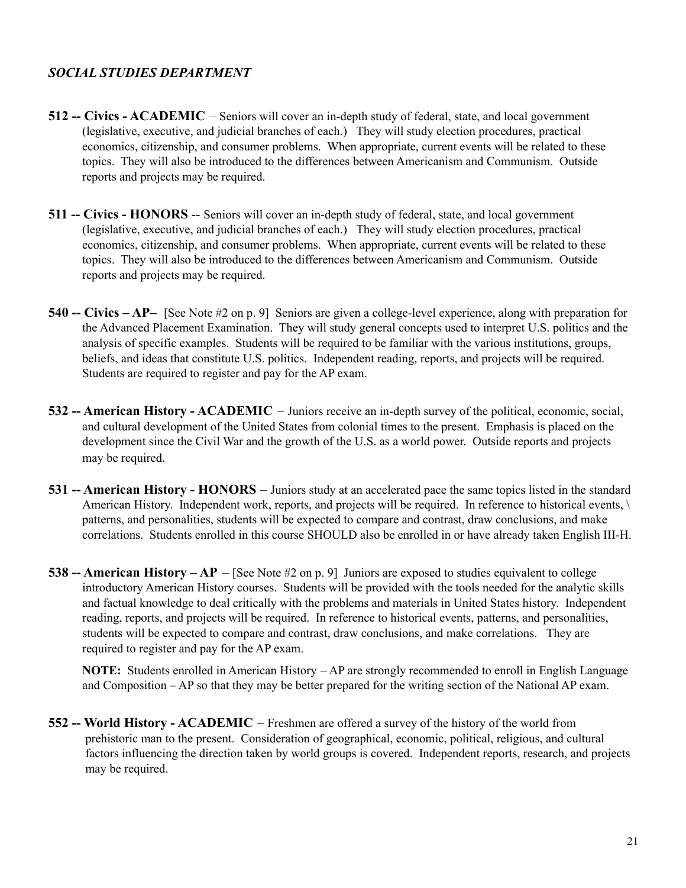***SOCIAL STUDIES DEPARTMENT***

**512 -- Civics - ACADEMIC** – Seniors will cover an in-depth study of federal, state, and local government (legislative, executive, and judicial branches of each.) They will study election procedures, practical economics, citizenship, and consumer problems. When appropriate, current events will be related to these topics. They will also be introduced to the differences between Americanism and Communism. Outside reports and projects may be required.

**511 -- Civics - HONORS** -- Seniors will cover an in-depth study of federal, state, and local government (legislative, executive, and judicial branches of each.) They will study election procedures, practical economics, citizenship, and consumer problems. When appropriate, current events will be related to these topics. They will also be introduced to the differences between Americanism and Communism. Outside reports and projects may be required.

**540 -- Civics – AP–** [See Note #2 on p. 9] Seniors are given a college-level experience, along with preparation for the Advanced Placement Examination. They will study general concepts used to interpret U.S. politics and the analysis of specific examples. Students will be required to be familiar with the various institutions, groups, beliefs, and ideas that constitute U.S. politics. Independent reading, reports, and projects will be required. Students are required to register and pay for the AP exam.

**532 -- American History - ACADEMIC** – Juniors receive an in-depth survey of the political, economic, social, and cultural development of the United States from colonial times to the present. Emphasis is placed on the development since the Civil War and the growth of the U.S. as a world power. Outside reports and projects may be required.

**531 -- American History - HONORS** – Juniors study at an accelerated pace the same topics listed in the standard American History. Independent work, reports, and projects will be required. In reference to historical events, \ patterns, and personalities, students will be expected to compare and contrast, draw conclusions, and make correlations. Students enrolled in this course SHOULD also be enrolled in or have already taken English III-H.

**538 -- American History – AP** – [See Note #2 on p. 9] Juniors are exposed to studies equivalent to college introductory American History courses. Students will be provided with the tools needed for the analytic skills and factual knowledge to deal critically with the problems and materials in United States history. Independent reading, reports, and projects will be required. In reference to historical events, patterns, and personalities, students will be expected to compare and contrast, draw conclusions, and make correlations. They are required to register and pay for the AP exam.

**NOTE:** Students enrolled in American History – AP are strongly recommended to enroll in English Language and Composition – AP so that they may be better prepared for the writing section of the National AP exam.

**552 -- World History - ACADEMIC** – Freshmen are offered a survey of the history of the world from prehistoric man to the present. Consideration of geographical, economic, political, religious, and cultural factors influencing the direction taken by world groups is covered. Independent reports, research, and projects may be required.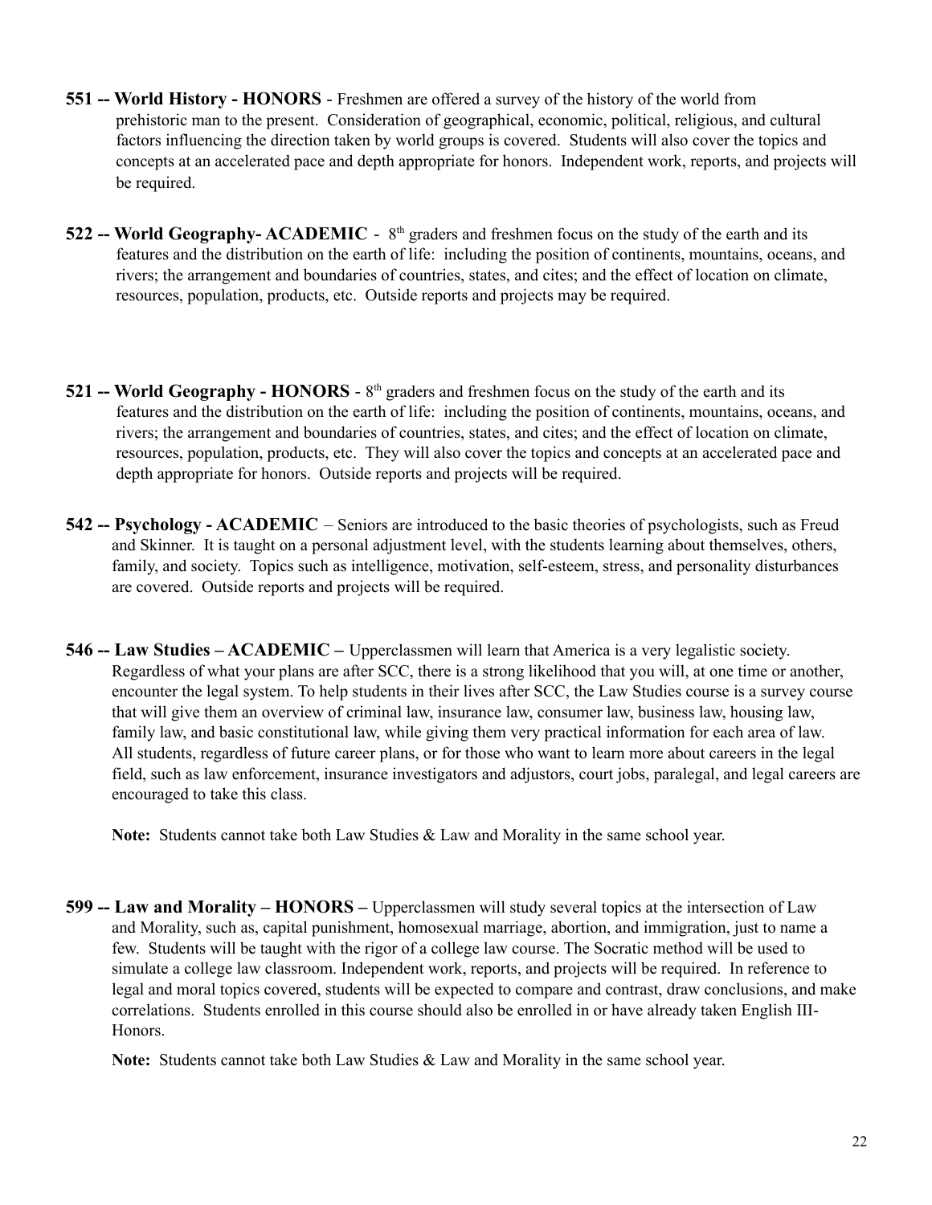**551 -- World History - HONORS** - Freshmen are offered a survey of the history of the world from prehistoric man to the present. Consideration of geographical, economic, political, religious, and cultural factors influencing the direction taken by world groups is covered. Students will also cover the topics and concepts at an accelerated pace and depth appropriate for honors. Independent work, reports, and projects will be required.

**522 -- World Geography- ACADEMIC** - 8th graders and freshmen focus on the study of the earth and its features and the distribution on the earth of life: including the position of continents, mountains, oceans, and rivers; the arrangement and boundaries of countries, states, and cites; and the effect of location on climate, resources, population, products, etc. Outside reports and projects may be required.

**521 -- World Geography - HONORS** - 8th graders and freshmen focus on the study of the earth and its features and the distribution on the earth of life: including the position of continents, mountains, oceans, and rivers; the arrangement and boundaries of countries, states, and cites; and the effect of location on climate, resources, population, products, etc. They will also cover the topics and concepts at an accelerated pace and depth appropriate for honors. Outside reports and projects will be required.

**542 -- Psychology - ACADEMIC** – Seniors are introduced to the basic theories of psychologists, such as Freud and Skinner. It is taught on a personal adjustment level, with the students learning about themselves, others, family, and society. Topics such as intelligence, motivation, self-esteem, stress, and personality disturbances are covered. Outside reports and projects will be required.

**546 -- Law Studies – ACADEMIC –** Upperclassmen will learn that America is a very legalistic society. Regardless of what your plans are after SCC, there is a strong likelihood that you will, at one time or another, encounter the legal system. To help students in their lives after SCC, the Law Studies course is a survey course that will give them an overview of criminal law, insurance law, consumer law, business law, housing law, family law, and basic constitutional law, while giving them very practical information for each area of law. All students, regardless of future career plans, or for those who want to learn more about careers in the legal field, such as law enforcement, insurance investigators and adjustors, court jobs, paralegal, and legal careers are encouraged to take this class.

**Note:** Students cannot take both Law Studies & Law and Morality in the same school year.

**599 -- Law and Morality – HONORS –** Upperclassmen will study several topics at the intersection of Law and Morality, such as, capital punishment, homosexual marriage, abortion, and immigration, just to name a few. Students will be taught with the rigor of a college law course. The Socratic method will be used to simulate a college law classroom. Independent work, reports, and projects will be required. In reference to legal and moral topics covered, students will be expected to compare and contrast, draw conclusions, and make correlations. Students enrolled in this course should also be enrolled in or have already taken English III-Honors.

**Note:** Students cannot take both Law Studies & Law and Morality in the same school year.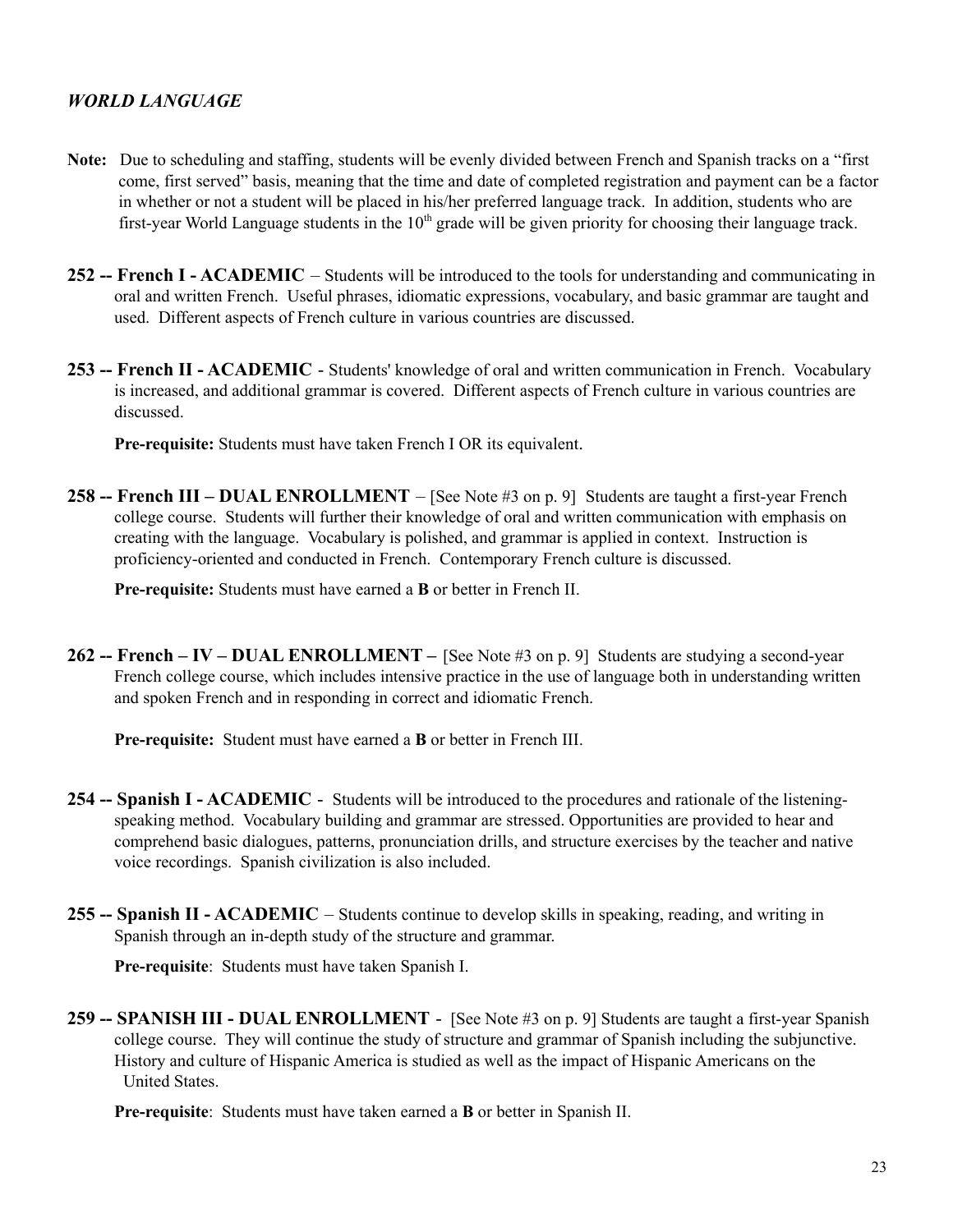## *WORLD LANGUAGE*

**Note:** Due to scheduling and staffing, students will be evenly divided between French and Spanish tracks on a "first come, first served" basis, meaning that the time and date of completed registration and payment can be a factor in whether or not a student will be placed in his/her preferred language track. In addition, students who are first-year World Language students in the 10th grade will be given priority for choosing their language track.

**252 -- French I - ACADEMIC** – Students will be introduced to the tools for understanding and communicating in oral and written French. Useful phrases, idiomatic expressions, vocabulary, and basic grammar are taught and used. Different aspects of French culture in various countries are discussed.

**253 -- French II - ACADEMIC** - Students' knowledge of oral and written communication in French. Vocabulary is increased, and additional grammar is covered. Different aspects of French culture in various countries are discussed.

**Pre-requisite:** Students must have taken French I OR its equivalent.

**258 -- French III – DUAL ENROLLMENT** – [See Note #3 on p. 9] Students are taught a first-year French college course. Students will further their knowledge of oral and written communication with emphasis on creating with the language. Vocabulary is polished, and grammar is applied in context. Instruction is proficiency-oriented and conducted in French. Contemporary French culture is discussed.

**Pre-requisite:** Students must have earned a **B** or better in French II.

**262 -- French – IV – DUAL ENROLLMENT –** [See Note #3 on p. 9] Students are studying a second-year French college course, which includes intensive practice in the use of language both in understanding written and spoken French and in responding in correct and idiomatic French.

**Pre-requisite:** Student must have earned a **B** or better in French III.

**254 -- Spanish I - ACADEMIC** - Students will be introduced to the procedures and rationale of the listening-speaking method. Vocabulary building and grammar are stressed. Opportunities are provided to hear and comprehend basic dialogues, patterns, pronunciation drills, and structure exercises by the teacher and native voice recordings. Spanish civilization is also included.

**255 -- Spanish II - ACADEMIC** – Students continue to develop skills in speaking, reading, and writing in Spanish through an in-depth study of the structure and grammar.

**Pre-requisite**: Students must have taken Spanish I.

**259 -- SPANISH III - DUAL ENROLLMENT** - [See Note #3 on p. 9] Students are taught a first-year Spanish college course. They will continue the study of structure and grammar of Spanish including the subjunctive. History and culture of Hispanic America is studied as well as the impact of Hispanic Americans on the United States.

**Pre-requisite**: Students must have taken earned a **B** or better in Spanish II.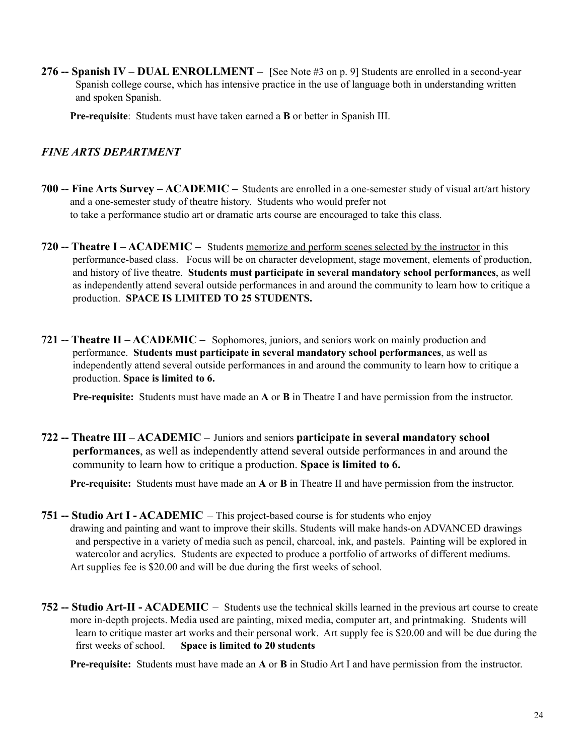**276 -- Spanish IV – DUAL ENROLLMENT –** [See Note #3 on p. 9] Students are enrolled in a second-year Spanish college course, which has intensive practice in the use of language both in understanding written and spoken Spanish.

**Pre-requisite**: Students must have taken earned a **B** or better in Spanish III.

### *FINE ARTS DEPARTMENT*

**700 -- Fine Arts Survey – ACADEMIC –** Students are enrolled in a one-semester study of visual art/art history and a one-semester study of theatre history. Students who would prefer not to take a performance studio art or dramatic arts course are encouraged to take this class.

**720 -- Theatre I – ACADEMIC –** Students <u>memorize and perform scenes selected by the instructor</u> in this performance-based class. Focus will be on character development, stage movement, elements of production, and history of live theatre. **Students must participate in several mandatory school performances**, as well as independently attend several outside performances in and around the community to learn how to critique a production. **SPACE IS LIMITED TO 25 STUDENTS.**

**721 -- Theatre II – ACADEMIC –** Sophomores, juniors, and seniors work on mainly production and performance. **Students must participate in several mandatory school performances**, as well as independently attend several outside performances in and around the community to learn how to critique a production. **Space is limited to 6.**

**Pre-requisite:** Students must have made an **A** or **B** in Theatre I and have permission from the instructor.

**722 -- Theatre III – ACADEMIC –** Juniors and seniors **participate in several mandatory school performances**, as well as independently attend several outside performances in and around the community to learn how to critique a production. **Space is limited to 6.**

**Pre-requisite:** Students must have made an **A** or **B** in Theatre II and have permission from the instructor.

**751 -- Studio Art I - ACADEMIC** – This project-based course is for students who enjoy drawing and painting and want to improve their skills. Students will make hands-on ADVANCED drawings and perspective in a variety of media such as pencil, charcoal, ink, and pastels. Painting will be explored in watercolor and acrylics. Students are expected to produce a portfolio of artworks of different mediums. Art supplies fee is $20.00 and will be due during the first weeks of school.

**752 -- Studio Art-II - ACADEMIC** – Students use the technical skills learned in the previous art course to create more in-depth projects. Media used are painting, mixed media, computer art, and printmaking. Students will learn to critique master art works and their personal work. Art supply fee is $20.00 and will be due during the first weeks of school. **Space is limited to 20 students**

**Pre-requisite:** Students must have made an **A** or **B** in Studio Art I and have permission from the instructor.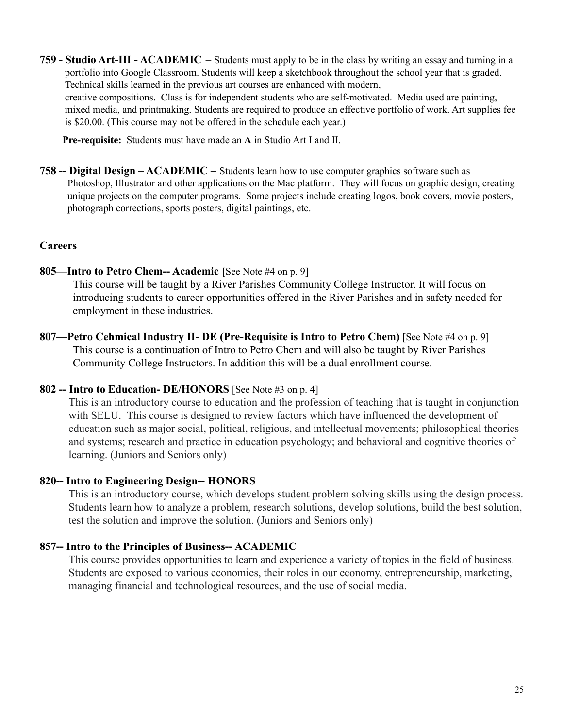**759 - Studio Art-III - ACADEMIC** – Students must apply to be in the class by writing an essay and turning in a portfolio into Google Classroom. Students will keep a sketchbook throughout the school year that is graded. Technical skills learned in the previous art courses are enhanced with modern, creative compositions. Class is for independent students who are self-motivated. Media used are painting, mixed media, and printmaking. Students are required to produce an effective portfolio of work. Art supplies fee is $20.00. (This course may not be offered in the schedule each year.)

**Pre-requisite:** Students must have made an **A** in Studio Art I and II.

**758 -- Digital Design – ACADEMIC –** Students learn how to use computer graphics software such as Photoshop, Illustrator and other applications on the Mac platform. They will focus on graphic design, creating unique projects on the computer programs. Some projects include creating logos, book covers, movie posters, photograph corrections, sports posters, digital paintings, etc.

**Careers**

**805—Intro to Petro Chem-- Academic** [See Note #4 on p. 9]

This course will be taught by a River Parishes Community College Instructor. It will focus on introducing students to career opportunities offered in the River Parishes and in safety needed for employment in these industries.

**807—Petro Cehmical Industry II- DE (Pre-Requisite is Intro to Petro Chem)** [See Note #4 on p. 9]

This course is a continuation of Intro to Petro Chem and will also be taught by River Parishes Community College Instructors. In addition this will be a dual enrollment course.

**802 -- Intro to Education- DE/HONORS** [See Note #3 on p. 4]

This is an introductory course to education and the profession of teaching that is taught in conjunction with SELU. This course is designed to review factors which have influenced the development of education such as major social, political, religious, and intellectual movements; philosophical theories and systems; research and practice in education psychology; and behavioral and cognitive theories of learning. (Juniors and Seniors only)

**820-- Intro to Engineering Design-- HONORS**

This is an introductory course, which develops student problem solving skills using the design process. Students learn how to analyze a problem, research solutions, develop solutions, build the best solution, test the solution and improve the solution. (Juniors and Seniors only)

**857-- Intro to the Principles of Business-- ACADEMIC**

This course provides opportunities to learn and experience a variety of topics in the field of business. Students are exposed to various economies, their roles in our economy, entrepreneurship, marketing, managing financial and technological resources, and the use of social media.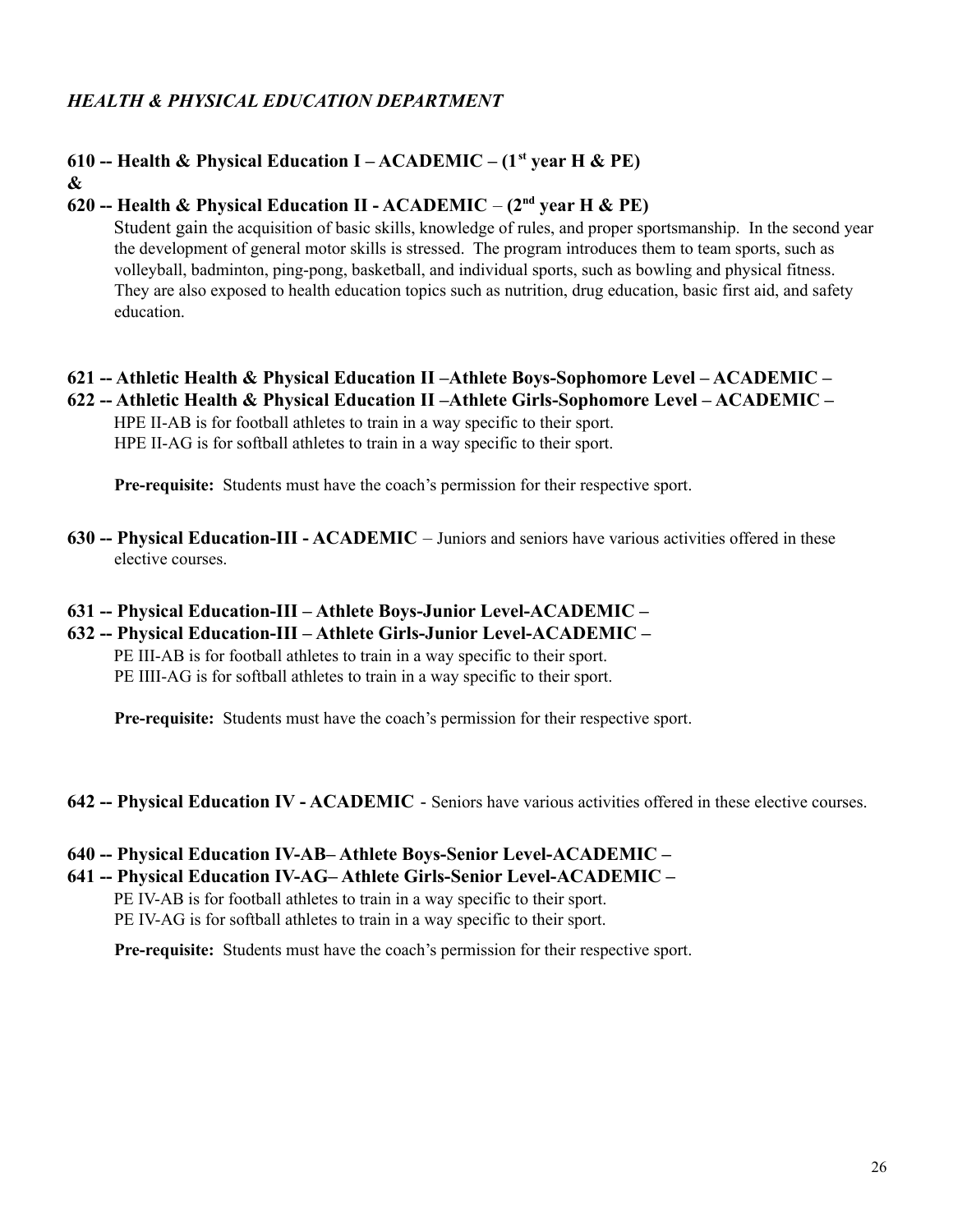*HEALTH & PHYSICAL EDUCATION DEPARTMENT*

**610 -- Health & Physical Education I – ACADEMIC – (1st year H & PE)**
**&**
**620 -- Health & Physical Education II - ACADEMIC – (2nd year H & PE)**

Student gain the acquisition of basic skills, knowledge of rules, and proper sportsmanship. In the second year the development of general motor skills is stressed. The program introduces them to team sports, such as volleyball, badminton, ping-pong, basketball, and individual sports, such as bowling and physical fitness. They are also exposed to health education topics such as nutrition, drug education, basic first aid, and safety education.

**621 -- Athletic Health & Physical Education II –Athlete Boys-Sophomore Level – ACADEMIC –**
**622 -- Athletic Health & Physical Education II –Athlete Girls-Sophomore Level – ACADEMIC –**

HPE II-AB is for football athletes to train in a way specific to their sport.
HPE II-AG is for softball athletes to train in a way specific to their sport.

**Pre-requisite:** Students must have the coach's permission for their respective sport.

**630 -- Physical Education-III - ACADEMIC** – Juniors and seniors have various activities offered in these elective courses.

**631 -- Physical Education-III – Athlete Boys-Junior Level-ACADEMIC –**
**632 -- Physical Education-III – Athlete Girls-Junior Level-ACADEMIC –**

PE III-AB is for football athletes to train in a way specific to their sport.
PE IIII-AG is for softball athletes to train in a way specific to their sport.

**Pre-requisite:** Students must have the coach's permission for their respective sport.

**642 -- Physical Education IV - ACADEMIC** - Seniors have various activities offered in these elective courses.

**640 -- Physical Education IV-AB– Athlete Boys-Senior Level-ACADEMIC –**
**641 -- Physical Education IV-AG– Athlete Girls-Senior Level-ACADEMIC –**

PE IV-AB is for football athletes to train in a way specific to their sport.
PE IV-AG is for softball athletes to train in a way specific to their sport.

**Pre-requisite:** Students must have the coach's permission for their respective sport.